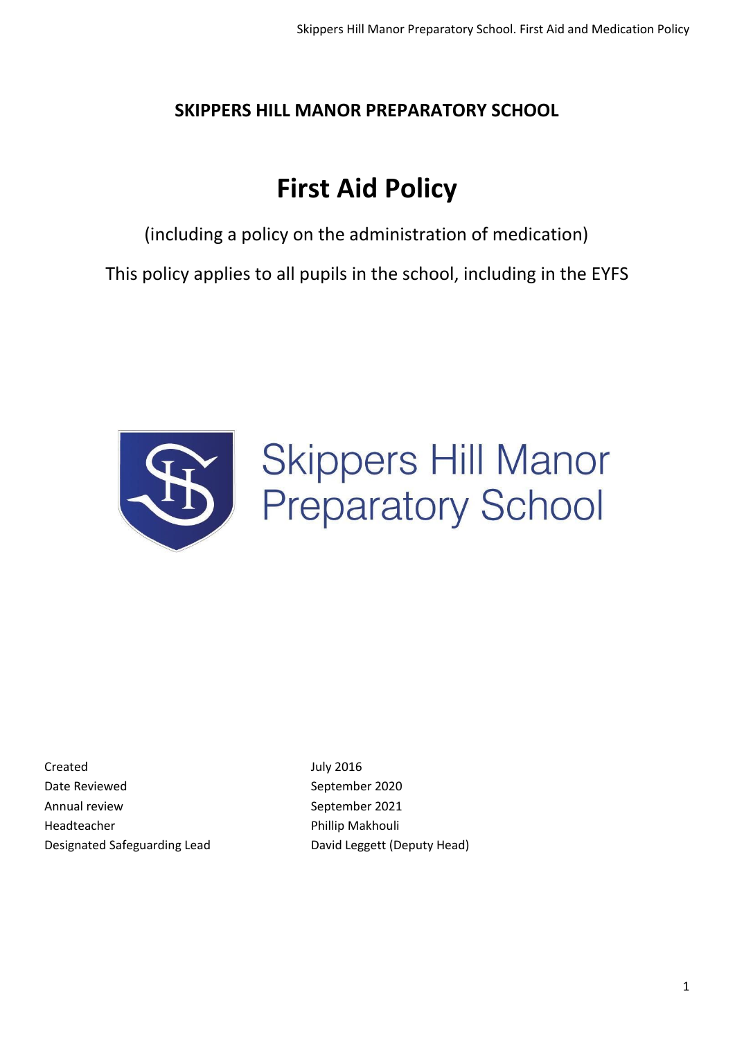**SKIPPERS HILL MANOR PREPARATORY SCHOOL**

# First Aid Policy

(including a policy on the administration of medication)

This policy applies to all pupils in the school, including in the EYFS

Skippers Hill Manor Preparatory School

| | |
|---|---|
| Created | July 2016 |
| Date Reviewed | September 2020 |
| Annual review | September 2021 |
| Headteacher | Phillip Makhouli |
| Designated Safeguarding Lead | David Leggett (Deputy Head) |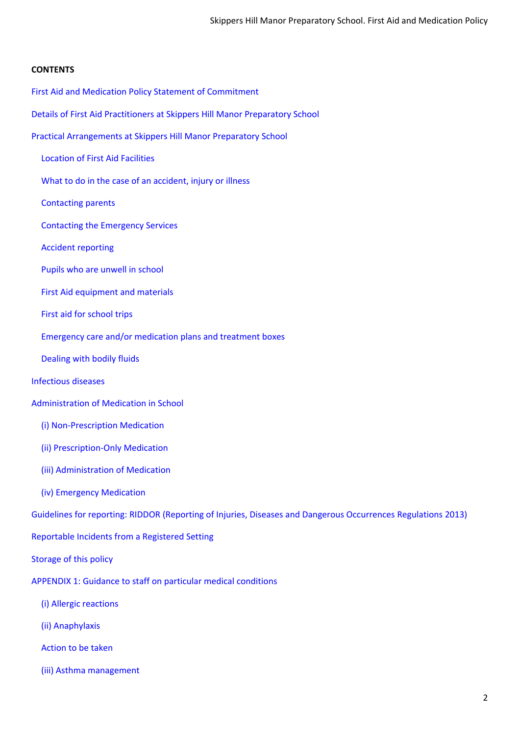**CONTENTS**

First Aid and Medication Policy Statement of Commitment

Details of First Aid Practitioners at Skippers Hill Manor Preparatory School

Practical Arrangements at Skippers Hill Manor Preparatory School

- Location of First Aid Facilities
- What to do in the case of an accident, injury or illness
- Contacting parents
- Contacting the Emergency Services
- Accident reporting
- Pupils who are unwell in school
- First Aid equipment and materials
- First aid for school trips
- Emergency care and/or medication plans and treatment boxes
- Dealing with bodily fluids

Infectious diseases

Administration of Medication in School

- (i) Non-Prescription Medication
- (ii) Prescription-Only Medication
- (iii) Administration of Medication
- (iv) Emergency Medication

Guidelines for reporting: RIDDOR (Reporting of Injuries, Diseases and Dangerous Occurrences Regulations 2013)

Reportable Incidents from a Registered Setting

Storage of this policy

APPENDIX 1: Guidance to staff on particular medical conditions

- (i) Allergic reactions
- (ii) Anaphylaxis
- Action to be taken
- (iii) Asthma management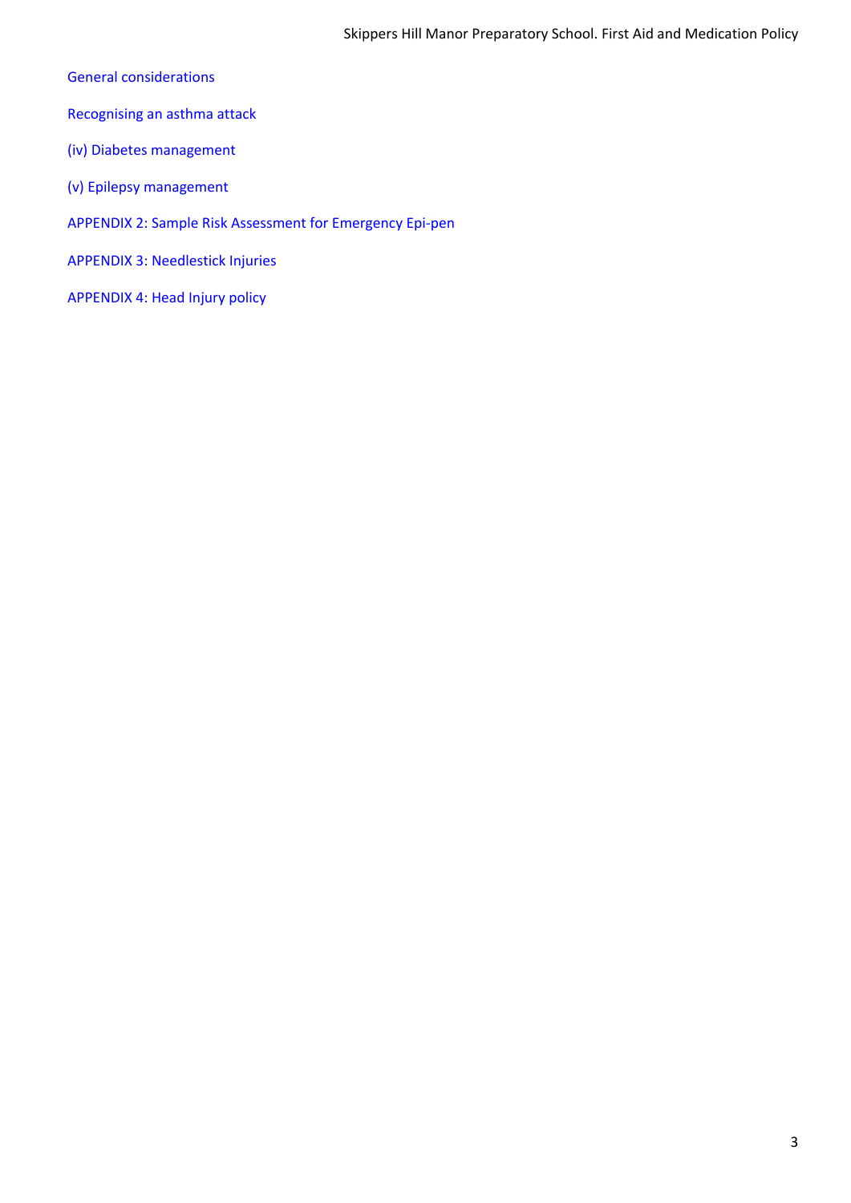General considerations

Recognising an asthma attack

(iv) Diabetes management

(v) Epilepsy management

APPENDIX 2: Sample Risk Assessment for Emergency Epi-pen

APPENDIX 3: Needlestick Injuries

APPENDIX 4: Head Injury policy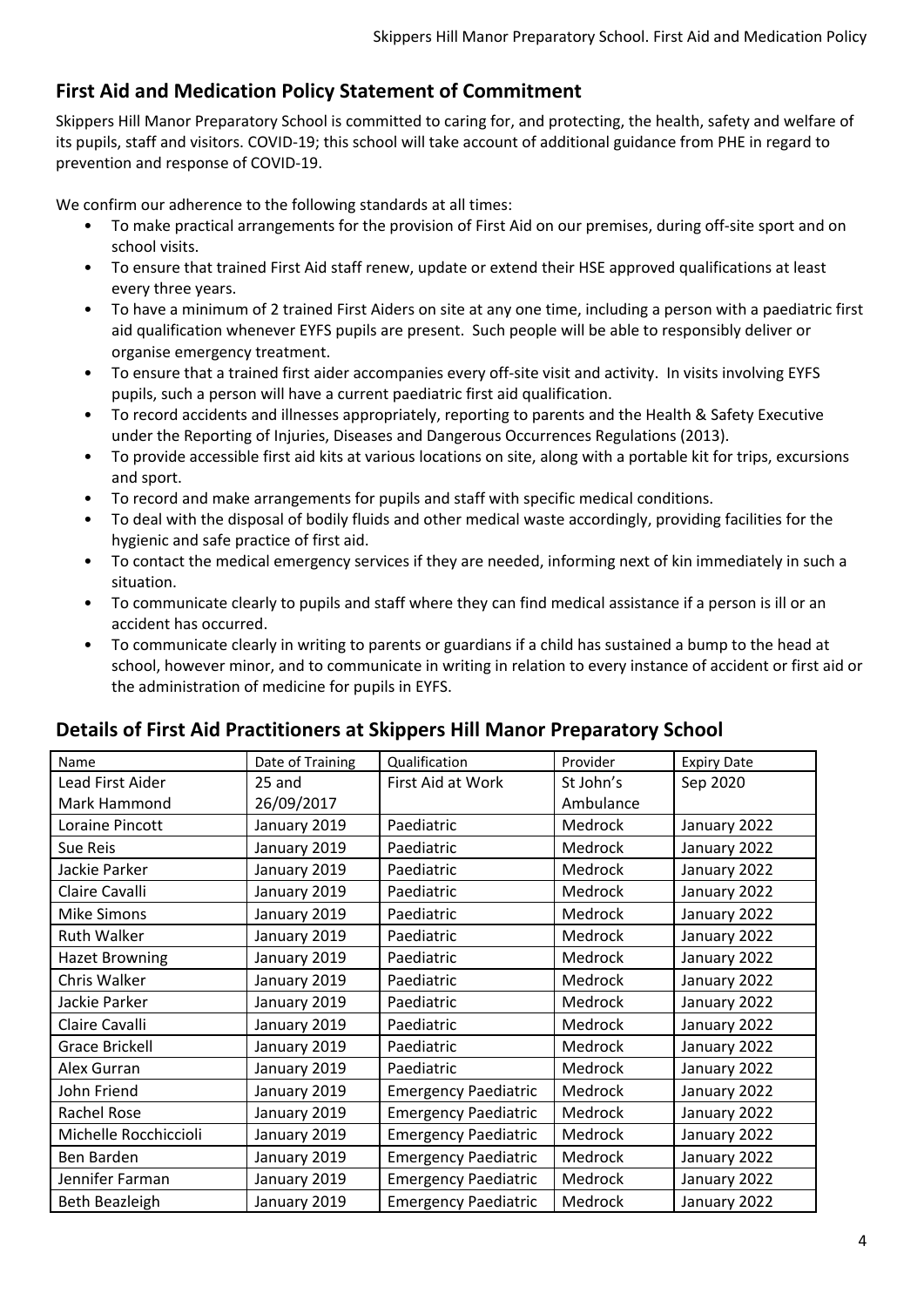## First Aid and Medication Policy Statement of Commitment

Skippers Hill Manor Preparatory School is committed to caring for, and protecting, the health, safety and welfare of its pupils, staff and visitors. COVID-19; this school will take account of additional guidance from PHE in regard to prevention and response of COVID-19.

We confirm our adherence to the following standards at all times:

- To make practical arrangements for the provision of First Aid on our premises, during off-site sport and on school visits.
- To ensure that trained First Aid staff renew, update or extend their HSE approved qualifications at least every three years.
- To have a minimum of 2 trained First Aiders on site at any one time, including a person with a paediatric first aid qualification whenever EYFS pupils are present. Such people will be able to responsibly deliver or organise emergency treatment.
- To ensure that a trained first aider accompanies every off-site visit and activity. In visits involving EYFS pupils, such a person will have a current paediatric first aid qualification.
- To record accidents and illnesses appropriately, reporting to parents and the Health & Safety Executive under the Reporting of Injuries, Diseases and Dangerous Occurrences Regulations (2013).
- To provide accessible first aid kits at various locations on site, along with a portable kit for trips, excursions and sport.
- To record and make arrangements for pupils and staff with specific medical conditions.
- To deal with the disposal of bodily fluids and other medical waste accordingly, providing facilities for the hygienic and safe practice of first aid.
- To contact the medical emergency services if they are needed, informing next of kin immediately in such a situation.
- To communicate clearly to pupils and staff where they can find medical assistance if a person is ill or an accident has occurred.
- To communicate clearly in writing to parents or guardians if a child has sustained a bump to the head at school, however minor, and to communicate in writing in relation to every instance of accident or first aid or the administration of medicine for pupils in EYFS.

## Details of First Aid Practitioners at Skippers Hill Manor Preparatory School

| Name | Date of Training | Qualification | Provider | Expiry Date |
|---|---|---|---|---|
| Lead First Aider Mark Hammond | 25 and 26/09/2017 | First Aid at Work | St John's Ambulance | Sep 2020 |
| Loraine Pincott | January 2019 | Paediatric | Medrock | January 2022 |
| Sue Reis | January 2019 | Paediatric | Medrock | January 2022 |
| Jackie Parker | January 2019 | Paediatric | Medrock | January 2022 |
| Claire Cavalli | January 2019 | Paediatric | Medrock | January 2022 |
| Mike Simons | January 2019 | Paediatric | Medrock | January 2022 |
| Ruth Walker | January 2019 | Paediatric | Medrock | January 2022 |
| Hazet Browning | January 2019 | Paediatric | Medrock | January 2022 |
| Chris Walker | January 2019 | Paediatric | Medrock | January 2022 |
| Jackie Parker | January 2019 | Paediatric | Medrock | January 2022 |
| Claire Cavalli | January 2019 | Paediatric | Medrock | January 2022 |
| Grace Brickell | January 2019 | Paediatric | Medrock | January 2022 |
| Alex Gurran | January 2019 | Paediatric | Medrock | January 2022 |
| John Friend | January 2019 | Emergency Paediatric | Medrock | January 2022 |
| Rachel Rose | January 2019 | Emergency Paediatric | Medrock | January 2022 |
| Michelle Rocchiccioli | January 2019 | Emergency Paediatric | Medrock | January 2022 |
| Ben Barden | January 2019 | Emergency Paediatric | Medrock | January 2022 |
| Jennifer Farman | January 2019 | Emergency Paediatric | Medrock | January 2022 |
| Beth Beazleigh | January 2019 | Emergency Paediatric | Medrock | January 2022 |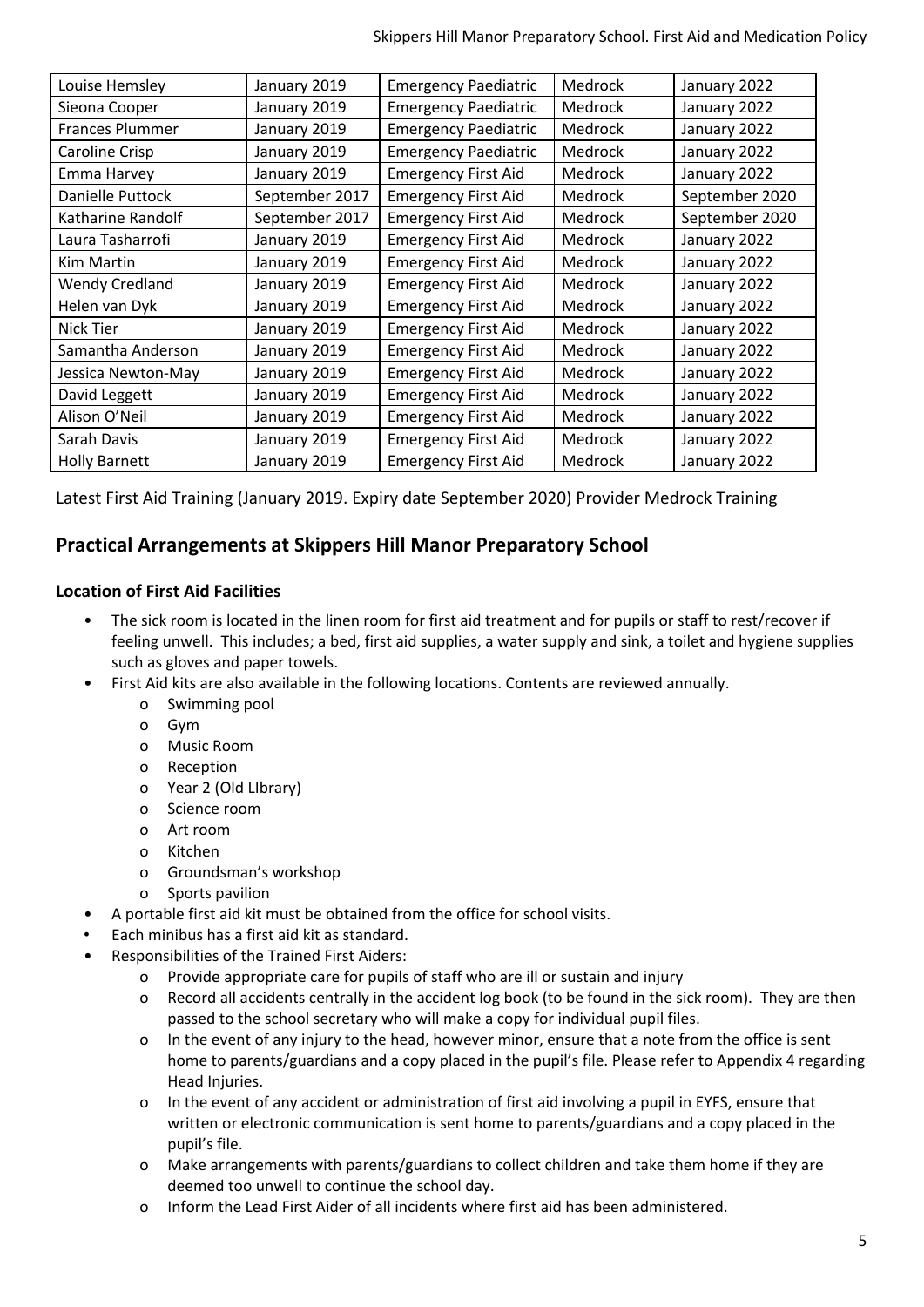| Louise Hemsley | January 2019 | Emergency Paediatric | Medrock | January 2022 |
|---|---|---|---|---|
| Sieona Cooper | January 2019 | Emergency Paediatric | Medrock | January 2022 |
| Frances Plummer | January 2019 | Emergency Paediatric | Medrock | January 2022 |
| Caroline Crisp | January 2019 | Emergency Paediatric | Medrock | January 2022 |
| Emma Harvey | January 2019 | Emergency First Aid | Medrock | January 2022 |
| Danielle Puttock | September 2017 | Emergency First Aid | Medrock | September 2020 |
| Katharine Randolf | September 2017 | Emergency First Aid | Medrock | September 2020 |
| Laura Tasharrofi | January 2019 | Emergency First Aid | Medrock | January 2022 |
| Kim Martin | January 2019 | Emergency First Aid | Medrock | January 2022 |
| Wendy Credland | January 2019 | Emergency First Aid | Medrock | January 2022 |
| Helen van Dyk | January 2019 | Emergency First Aid | Medrock | January 2022 |
| Nick Tier | January 2019 | Emergency First Aid | Medrock | January 2022 |
| Samantha Anderson | January 2019 | Emergency First Aid | Medrock | January 2022 |
| Jessica Newton-May | January 2019 | Emergency First Aid | Medrock | January 2022 |
| David Leggett | January 2019 | Emergency First Aid | Medrock | January 2022 |
| Alison O'Neil | January 2019 | Emergency First Aid | Medrock | January 2022 |
| Sarah Davis | January 2019 | Emergency First Aid | Medrock | January 2022 |
| Holly Barnett | January 2019 | Emergency First Aid | Medrock | January 2022 |

Latest First Aid Training (January 2019. Expiry date September 2020) Provider Medrock Training

## Practical Arrangements at Skippers Hill Manor Preparatory School

### Location of First Aid Facilities

- The sick room is located in the linen room for first aid treatment and for pupils or staff to rest/recover if feeling unwell. This includes; a bed, first aid supplies, a water supply and sink, a toilet and hygiene supplies such as gloves and paper towels.
- First Aid kits are also available in the following locations. Contents are reviewed annually.
  - Swimming pool
  - Gym
  - Music Room
  - Reception
  - Year 2 (Old LIbrary)
  - Science room
  - Art room
  - Kitchen
  - Groundsman's workshop
  - Sports pavilion
- A portable first aid kit must be obtained from the office for school visits.
- Each minibus has a first aid kit as standard.
- Responsibilities of the Trained First Aiders:
  - Provide appropriate care for pupils of staff who are ill or sustain and injury
  - Record all accidents centrally in the accident log book (to be found in the sick room). They are then passed to the school secretary who will make a copy for individual pupil files.
  - In the event of any injury to the head, however minor, ensure that a note from the office is sent home to parents/guardians and a copy placed in the pupil's file. Please refer to Appendix 4 regarding Head Injuries.
  - In the event of any accident or administration of first aid involving a pupil in EYFS, ensure that written or electronic communication is sent home to parents/guardians and a copy placed in the pupil's file.
  - Make arrangements with parents/guardians to collect children and take them home if they are deemed too unwell to continue the school day.
  - Inform the Lead First Aider of all incidents where first aid has been administered.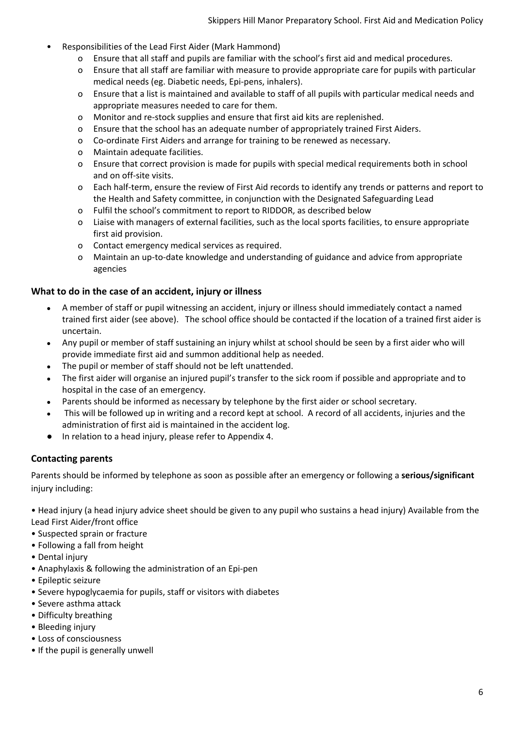- Responsibilities of the Lead First Aider (Mark Hammond)
  - Ensure that all staff and pupils are familiar with the school's first aid and medical procedures.
  - Ensure that all staff are familiar with measure to provide appropriate care for pupils with particular medical needs (eg. Diabetic needs, Epi-pens, inhalers).
  - Ensure that a list is maintained and available to staff of all pupils with particular medical needs and appropriate measures needed to care for them.
  - Monitor and re-stock supplies and ensure that first aid kits are replenished.
  - Ensure that the school has an adequate number of appropriately trained First Aiders.
  - Co-ordinate First Aiders and arrange for training to be renewed as necessary.
  - Maintain adequate facilities.
  - Ensure that correct provision is made for pupils with special medical requirements both in school and on off-site visits.
  - Each half-term, ensure the review of First Aid records to identify any trends or patterns and report to the Health and Safety committee, in conjunction with the Designated Safeguarding Lead
  - Fulfil the school's commitment to report to RIDDOR, as described below
  - Liaise with managers of external facilities, such as the local sports facilities, to ensure appropriate first aid provision.
  - Contact emergency medical services as required.
  - Maintain an up-to-date knowledge and understanding of guidance and advice from appropriate agencies

### What to do in the case of an accident, injury or illness

- A member of staff or pupil witnessing an accident, injury or illness should immediately contact a named trained first aider (see above). The school office should be contacted if the location of a trained first aider is uncertain.
- Any pupil or member of staff sustaining an injury whilst at school should be seen by a first aider who will provide immediate first aid and summon additional help as needed.
- The pupil or member of staff should not be left unattended.
- The first aider will organise an injured pupil's transfer to the sick room if possible and appropriate and to hospital in the case of an emergency.
- Parents should be informed as necessary by telephone by the first aider or school secretary.
- This will be followed up in writing and a record kept at school. A record of all accidents, injuries and the administration of first aid is maintained in the accident log.
- In relation to a head injury, please refer to Appendix 4.

### Contacting parents

Parents should be informed by telephone as soon as possible after an emergency or following a **serious/significant** injury including:

- Head injury (a head injury advice sheet should be given to any pupil who sustains a head injury) Available from the Lead First Aider/front office
- Suspected sprain or fracture
- Following a fall from height
- Dental injury
- Anaphylaxis & following the administration of an Epi-pen
- Epileptic seizure
- Severe hypoglycaemia for pupils, staff or visitors with diabetes
- Severe asthma attack
- Difficulty breathing
- Bleeding injury
- Loss of consciousness
- If the pupil is generally unwell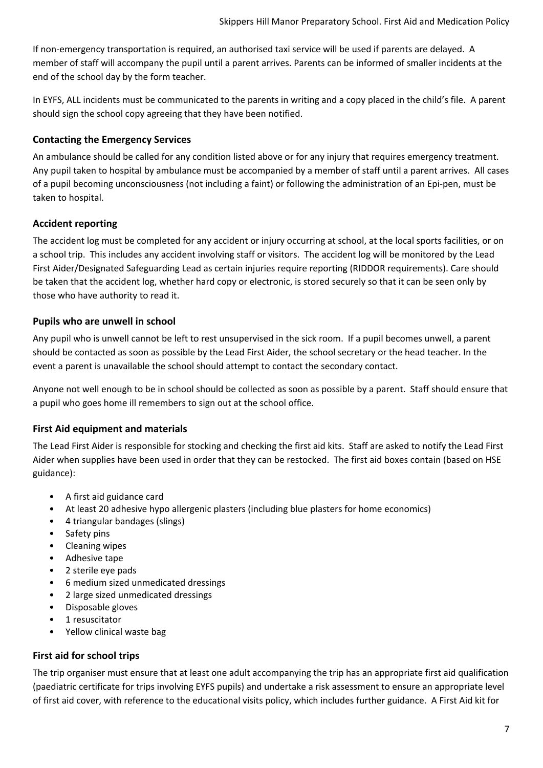If non-emergency transportation is required, an authorised taxi service will be used if parents are delayed. A member of staff will accompany the pupil until a parent arrives. Parents can be informed of smaller incidents at the end of the school day by the form teacher.

In EYFS, ALL incidents must be communicated to the parents in writing and a copy placed in the child's file. A parent should sign the school copy agreeing that they have been notified.

### Contacting the Emergency Services

An ambulance should be called for any condition listed above or for any injury that requires emergency treatment. Any pupil taken to hospital by ambulance must be accompanied by a member of staff until a parent arrives. All cases of a pupil becoming unconsciousness (not including a faint) or following the administration of an Epi-pen, must be taken to hospital.

### Accident reporting

The accident log must be completed for any accident or injury occurring at school, at the local sports facilities, or on a school trip. This includes any accident involving staff or visitors. The accident log will be monitored by the Lead First Aider/Designated Safeguarding Lead as certain injuries require reporting (RIDDOR requirements). Care should be taken that the accident log, whether hard copy or electronic, is stored securely so that it can be seen only by those who have authority to read it.

### Pupils who are unwell in school

Any pupil who is unwell cannot be left to rest unsupervised in the sick room. If a pupil becomes unwell, a parent should be contacted as soon as possible by the Lead First Aider, the school secretary or the head teacher. In the event a parent is unavailable the school should attempt to contact the secondary contact.

Anyone not well enough to be in school should be collected as soon as possible by a parent. Staff should ensure that a pupil who goes home ill remembers to sign out at the school office.

### First Aid equipment and materials

The Lead First Aider is responsible for stocking and checking the first aid kits. Staff are asked to notify the Lead First Aider when supplies have been used in order that they can be restocked. The first aid boxes contain (based on HSE guidance):

- A first aid guidance card
- At least 20 adhesive hypo allergenic plasters (including blue plasters for home economics)
- 4 triangular bandages (slings)
- Safety pins
- Cleaning wipes
- Adhesive tape
- 2 sterile eye pads
- 6 medium sized unmedicated dressings
- 2 large sized unmedicated dressings
- Disposable gloves
- 1 resuscitator
- Yellow clinical waste bag

### First aid for school trips

The trip organiser must ensure that at least one adult accompanying the trip has an appropriate first aid qualification (paediatric certificate for trips involving EYFS pupils) and undertake a risk assessment to ensure an appropriate level of first aid cover, with reference to the educational visits policy, which includes further guidance. A First Aid kit for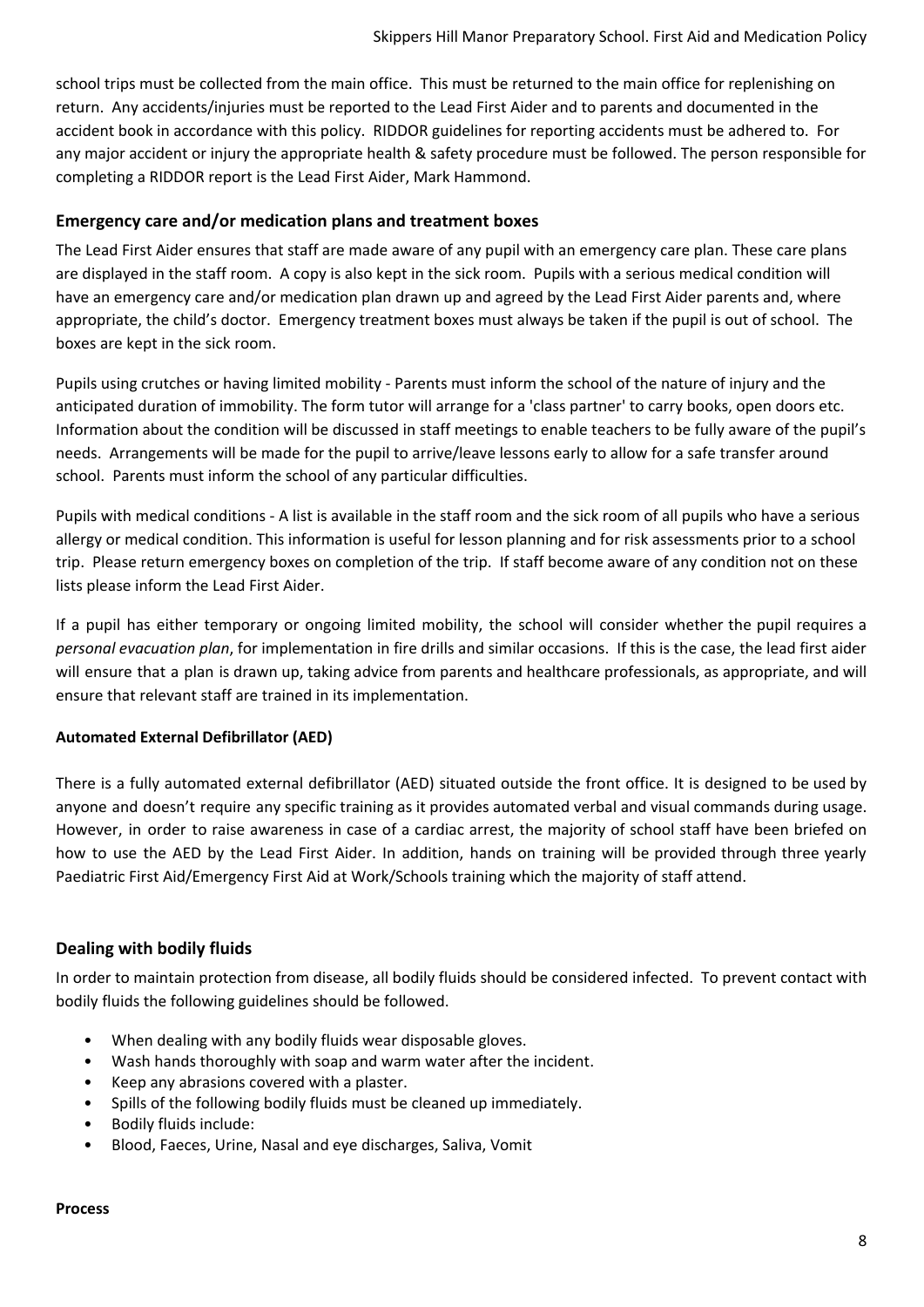school trips must be collected from the main office. This must be returned to the main office for replenishing on return. Any accidents/injuries must be reported to the Lead First Aider and to parents and documented in the accident book in accordance with this policy. RIDDOR guidelines for reporting accidents must be adhered to. For any major accident or injury the appropriate health & safety procedure must be followed. The person responsible for completing a RIDDOR report is the Lead First Aider, Mark Hammond.

## Emergency care and/or medication plans and treatment boxes

The Lead First Aider ensures that staff are made aware of any pupil with an emergency care plan. These care plans are displayed in the staff room. A copy is also kept in the sick room. Pupils with a serious medical condition will have an emergency care and/or medication plan drawn up and agreed by the Lead First Aider parents and, where appropriate, the child's doctor. Emergency treatment boxes must always be taken if the pupil is out of school. The boxes are kept in the sick room.

Pupils using crutches or having limited mobility - Parents must inform the school of the nature of injury and the anticipated duration of immobility. The form tutor will arrange for a 'class partner' to carry books, open doors etc. Information about the condition will be discussed in staff meetings to enable teachers to be fully aware of the pupil's needs. Arrangements will be made for the pupil to arrive/leave lessons early to allow for a safe transfer around school. Parents must inform the school of any particular difficulties.

Pupils with medical conditions - A list is available in the staff room and the sick room of all pupils who have a serious allergy or medical condition. This information is useful for lesson planning and for risk assessments prior to a school trip. Please return emergency boxes on completion of the trip. If staff become aware of any condition not on these lists please inform the Lead First Aider.

If a pupil has either temporary or ongoing limited mobility, the school will consider whether the pupil requires a *personal evacuation plan*, for implementation in fire drills and similar occasions. If this is the case, the lead first aider will ensure that a plan is drawn up, taking advice from parents and healthcare professionals, as appropriate, and will ensure that relevant staff are trained in its implementation.

### Automated External Defibrillator (AED)

There is a fully automated external defibrillator (AED) situated outside the front office. It is designed to be used by anyone and doesn't require any specific training as it provides automated verbal and visual commands during usage. However, in order to raise awareness in case of a cardiac arrest, the majority of school staff have been briefed on how to use the AED by the Lead First Aider. In addition, hands on training will be provided through three yearly Paediatric First Aid/Emergency First Aid at Work/Schools training which the majority of staff attend.

## Dealing with bodily fluids

In order to maintain protection from disease, all bodily fluids should be considered infected. To prevent contact with bodily fluids the following guidelines should be followed.

- When dealing with any bodily fluids wear disposable gloves.
- Wash hands thoroughly with soap and warm water after the incident.
- Keep any abrasions covered with a plaster.
- Spills of the following bodily fluids must be cleaned up immediately.
- Bodily fluids include:
- Blood, Faeces, Urine, Nasal and eye discharges, Saliva, Vomit

**Process**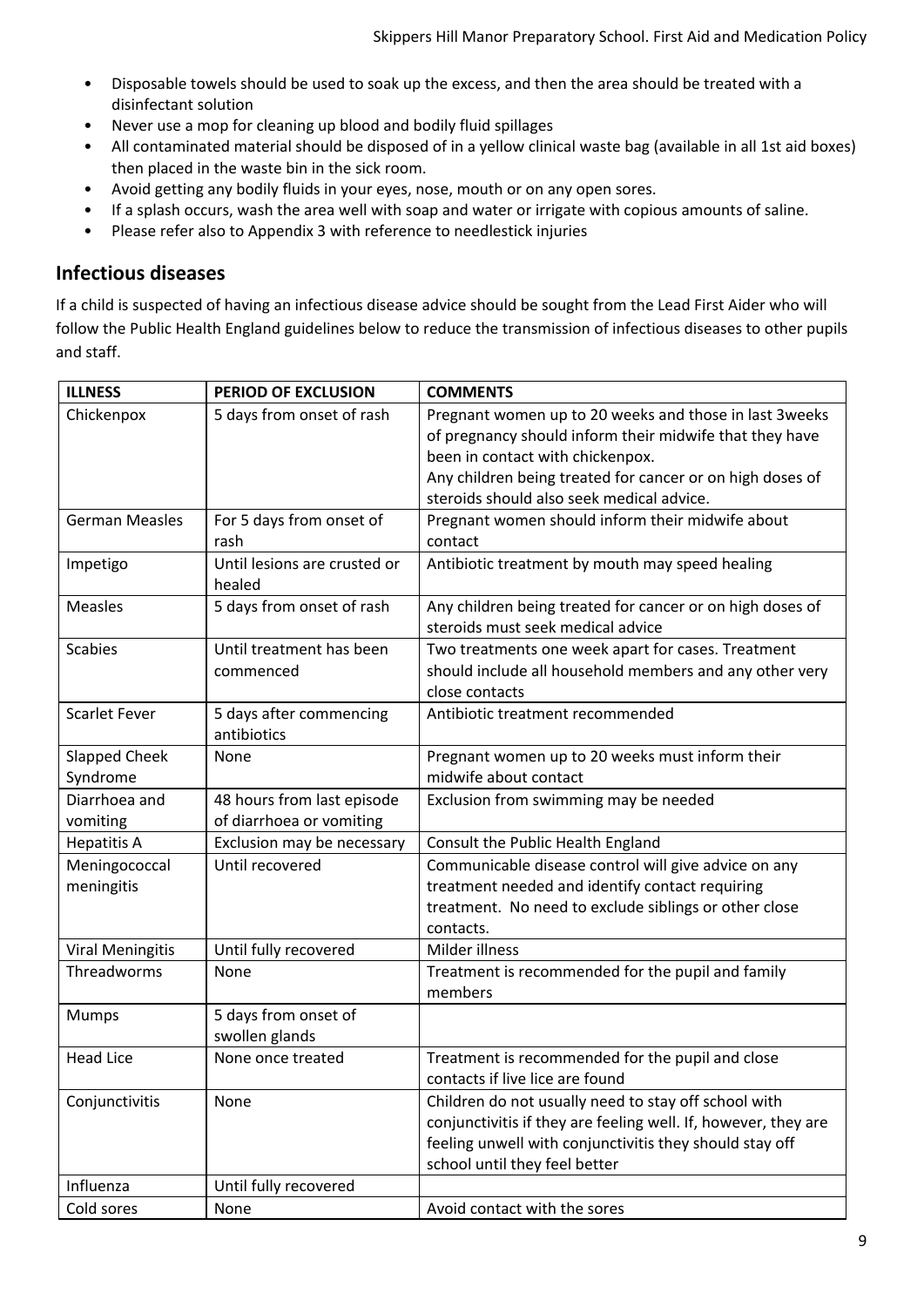- Disposable towels should be used to soak up the excess, and then the area should be treated with a disinfectant solution
- Never use a mop for cleaning up blood and bodily fluid spillages
- All contaminated material should be disposed of in a yellow clinical waste bag (available in all 1st aid boxes) then placed in the waste bin in the sick room.
- Avoid getting any bodily fluids in your eyes, nose, mouth or on any open sores.
- If a splash occurs, wash the area well with soap and water or irrigate with copious amounts of saline.
- Please refer also to Appendix 3 with reference to needlestick injuries

## Infectious diseases

If a child is suspected of having an infectious disease advice should be sought from the Lead First Aider who will follow the Public Health England guidelines below to reduce the transmission of infectious diseases to other pupils and staff.

| ILLNESS | PERIOD OF EXCLUSION | COMMENTS |
|---|---|---|
| Chickenpox | 5 days from onset of rash | Pregnant women up to 20 weeks and those in last 3weeks of pregnancy should inform their midwife that they have been in contact with chickenpox. Any children being treated for cancer or on high doses of steroids should also seek medical advice. |
| German Measles | For 5 days from onset of rash | Pregnant women should inform their midwife about contact |
| Impetigo | Until lesions are crusted or healed | Antibiotic treatment by mouth may speed healing |
| Measles | 5 days from onset of rash | Any children being treated for cancer or on high doses of steroids must seek medical advice |
| Scabies | Until treatment has been commenced | Two treatments one week apart for cases. Treatment should include all household members and any other very close contacts |
| Scarlet Fever | 5 days after commencing antibiotics | Antibiotic treatment recommended |
| Slapped Cheek Syndrome | None | Pregnant women up to 20 weeks must inform their midwife about contact |
| Diarrhoea and vomiting | 48 hours from last episode of diarrhoea or vomiting | Exclusion from swimming may be needed |
| Hepatitis A | Exclusion may be necessary | Consult the Public Health England |
| Meningococcal meningitis | Until recovered | Communicable disease control will give advice on any treatment needed and identify contact requiring treatment. No need to exclude siblings or other close contacts. |
| Viral Meningitis | Until fully recovered | Milder illness |
| Threadworms | None | Treatment is recommended for the pupil and family members |
| Mumps | 5 days from onset of swollen glands | |
| Head Lice | None once treated | Treatment is recommended for the pupil and close contacts if live lice are found |
| Conjunctivitis | None | Children do not usually need to stay off school with conjunctivitis if they are feeling well. If, however, they are feeling unwell with conjunctivitis they should stay off school until they feel better |
| Influenza | Until fully recovered | |
| Cold sores | None | Avoid contact with the sores |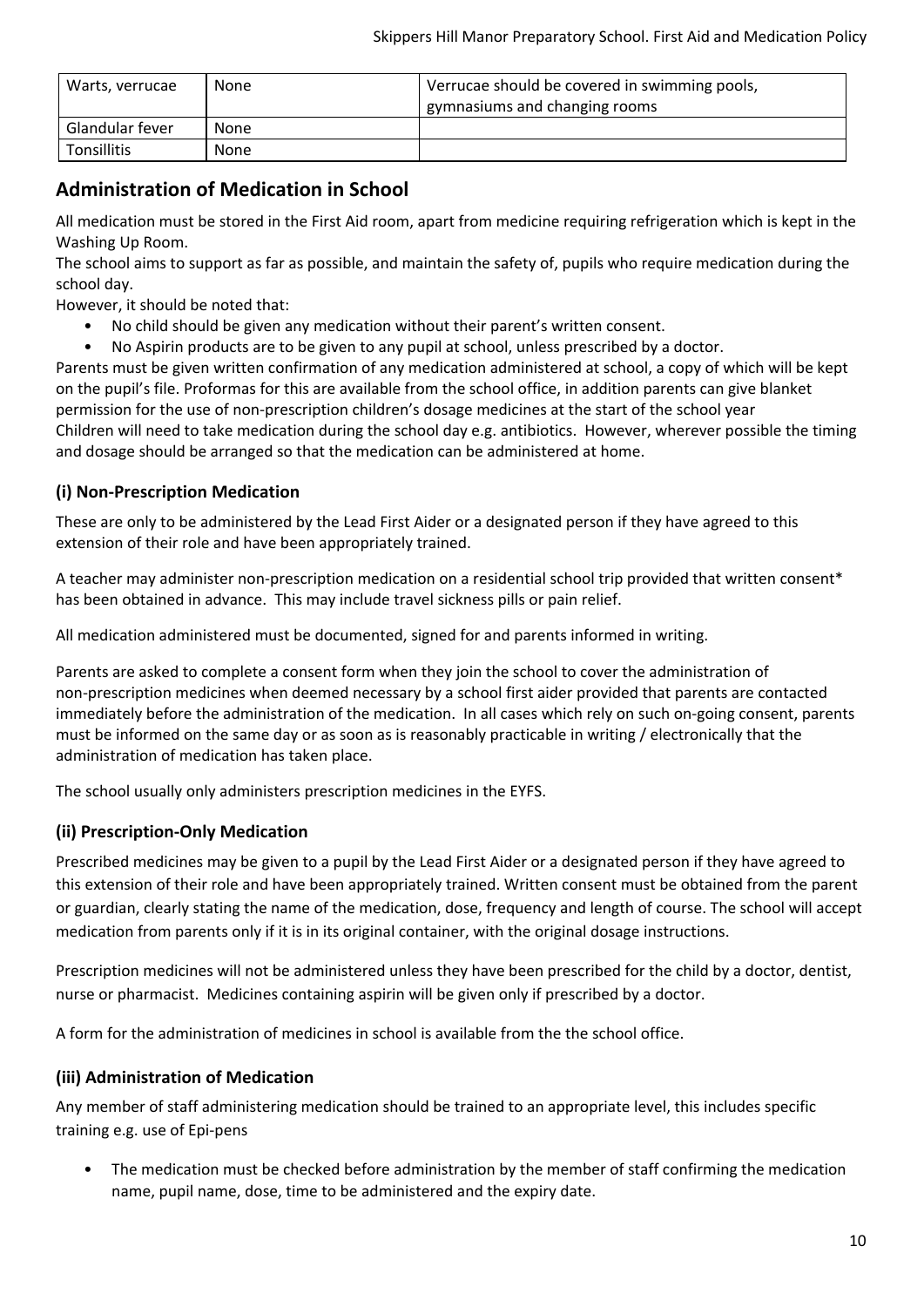| Warts, verrucae | None | Verrucae should be covered in swimming pools, gymnasiums and changing rooms |
|---|---|---|
| Glandular fever | None | |
| Tonsillitis | None | |

## Administration of Medication in School

All medication must be stored in the First Aid room, apart from medicine requiring refrigeration which is kept in the Washing Up Room.

The school aims to support as far as possible, and maintain the safety of, pupils who require medication during the school day.

However, it should be noted that:

- No child should be given any medication without their parent's written consent.
- No Aspirin products are to be given to any pupil at school, unless prescribed by a doctor.

Parents must be given written confirmation of any medication administered at school, a copy of which will be kept on the pupil's file. Proformas for this are available from the school office, in addition parents can give blanket permission for the use of non-prescription children's dosage medicines at the start of the school year

Children will need to take medication during the school day e.g. antibiotics. However, wherever possible the timing and dosage should be arranged so that the medication can be administered at home.

### (i) Non-Prescription Medication

These are only to be administered by the Lead First Aider or a designated person if they have agreed to this extension of their role and have been appropriately trained.

A teacher may administer non-prescription medication on a residential school trip provided that written consent* has been obtained in advance. This may include travel sickness pills or pain relief.

All medication administered must be documented, signed for and parents informed in writing.

Parents are asked to complete a consent form when they join the school to cover the administration of non-prescription medicines when deemed necessary by a school first aider provided that parents are contacted immediately before the administration of the medication. In all cases which rely on such on-going consent, parents must be informed on the same day or as soon as is reasonably practicable in writing / electronically that the administration of medication has taken place.

The school usually only administers prescription medicines in the EYFS.

### (ii) Prescription-Only Medication

Prescribed medicines may be given to a pupil by the Lead First Aider or a designated person if they have agreed to this extension of their role and have been appropriately trained. Written consent must be obtained from the parent or guardian, clearly stating the name of the medication, dose, frequency and length of course. The school will accept medication from parents only if it is in its original container, with the original dosage instructions.

Prescription medicines will not be administered unless they have been prescribed for the child by a doctor, dentist, nurse or pharmacist. Medicines containing aspirin will be given only if prescribed by a doctor.

A form for the administration of medicines in school is available from the the school office.

### (iii) Administration of Medication

Any member of staff administering medication should be trained to an appropriate level, this includes specific training e.g. use of Epi-pens

- The medication must be checked before administration by the member of staff confirming the medication name, pupil name, dose, time to be administered and the expiry date.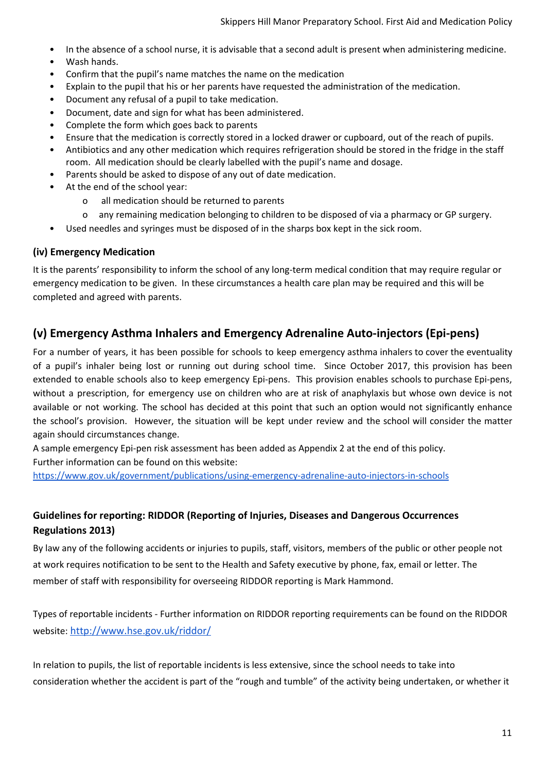- In the absence of a school nurse, it is advisable that a second adult is present when administering medicine.
- Wash hands.
- Confirm that the pupil's name matches the name on the medication
- Explain to the pupil that his or her parents have requested the administration of the medication.
- Document any refusal of a pupil to take medication.
- Document, date and sign for what has been administered.
- Complete the form which goes back to parents
- Ensure that the medication is correctly stored in a locked drawer or cupboard, out of the reach of pupils.
- Antibiotics and any other medication which requires refrigeration should be stored in the fridge in the staff room. All medication should be clearly labelled with the pupil's name and dosage.
- Parents should be asked to dispose of any out of date medication.
- At the end of the school year:
  - all medication should be returned to parents
  - any remaining medication belonging to children to be disposed of via a pharmacy or GP surgery.
- Used needles and syringes must be disposed of in the sharps box kept in the sick room.

### (iv) Emergency Medication

It is the parents' responsibility to inform the school of any long-term medical condition that may require regular or emergency medication to be given. In these circumstances a health care plan may be required and this will be completed and agreed with parents.

## (v) Emergency Asthma Inhalers and Emergency Adrenaline Auto-injectors (Epi-pens)

For a number of years, it has been possible for schools to keep emergency asthma inhalers to cover the eventuality of a pupil's inhaler being lost or running out during school time. Since October 2017, this provision has been extended to enable schools also to keep emergency Epi-pens. This provision enables schools to purchase Epi-pens, without a prescription, for emergency use on children who are at risk of anaphylaxis but whose own device is not available or not working. The school has decided at this point that such an option would not significantly enhance the school's provision. However, the situation will be kept under review and the school will consider the matter again should circumstances change.

A sample emergency Epi-pen risk assessment has been added as Appendix 2 at the end of this policy.

Further information can be found on this website:

https://www.gov.uk/government/publications/using-emergency-adrenaline-auto-injectors-in-schools

### Guidelines for reporting: RIDDOR (Reporting of Injuries, Diseases and Dangerous Occurrences Regulations 2013)

By law any of the following accidents or injuries to pupils, staff, visitors, members of the public or other people not at work requires notification to be sent to the Health and Safety executive by phone, fax, email or letter. The member of staff with responsibility for overseeing RIDDOR reporting is Mark Hammond.

Types of reportable incidents - Further information on RIDDOR reporting requirements can be found on the RIDDOR website: http://www.hse.gov.uk/riddor/

In relation to pupils, the list of reportable incidents is less extensive, since the school needs to take into consideration whether the accident is part of the "rough and tumble" of the activity being undertaken, or whether it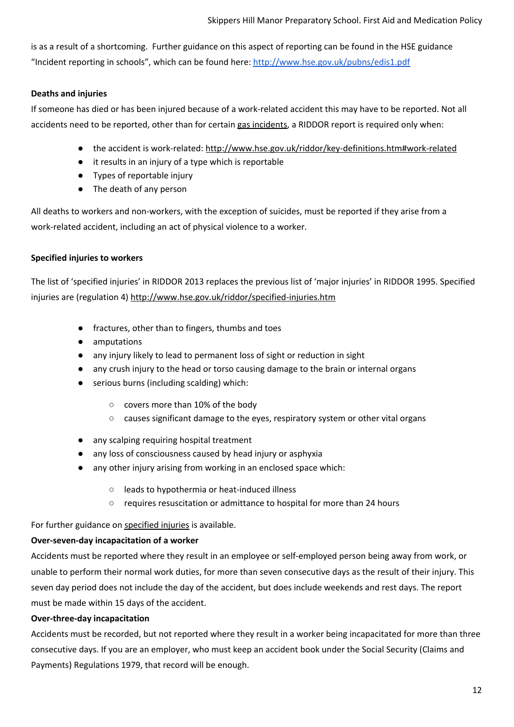is as a result of a shortcoming. Further guidance on this aspect of reporting can be found in the HSE guidance "Incident reporting in schools", which can be found here: [http://www.hse.gov.uk/pubns/edis1.pdf](http://www.hse.gov.uk/pubns/edis1.pdf)

**Deaths and injuries**

If someone has died or has been injured because of a work-related accident this may have to be reported. Not all accidents need to be reported, other than for certain gas incidents, a RIDDOR report is required only when:

- the accident is work-related: http://www.hse.gov.uk/riddor/key-definitions.htm#work-related
- it results in an injury of a type which is reportable
- Types of reportable injury
- The death of any person

All deaths to workers and non-workers, with the exception of suicides, must be reported if they arise from a work-related accident, including an act of physical violence to a worker.

**Specified injuries to workers**

The list of 'specified injuries' in RIDDOR 2013 replaces the previous list of 'major injuries' in RIDDOR 1995. Specified injuries are (regulation 4) http://www.hse.gov.uk/riddor/specified-injuries.htm

- fractures, other than to fingers, thumbs and toes
- amputations
- any injury likely to lead to permanent loss of sight or reduction in sight
- any crush injury to the head or torso causing damage to the brain or internal organs
- serious burns (including scalding) which:
    - covers more than 10% of the body
    - causes significant damage to the eyes, respiratory system or other vital organs
- any scalping requiring hospital treatment
- any loss of consciousness caused by head injury or asphyxia
- any other injury arising from working in an enclosed space which:
    - leads to hypothermia or heat-induced illness
    - requires resuscitation or admittance to hospital for more than 24 hours

For further guidance on specified injuries is available.

**Over-seven-day incapacitation of a worker**

Accidents must be reported where they result in an employee or self-employed person being away from work, or unable to perform their normal work duties, for more than seven consecutive days as the result of their injury. This seven day period does not include the day of the accident, but does include weekends and rest days. The report must be made within 15 days of the accident.

**Over-three-day incapacitation**

Accidents must be recorded, but not reported where they result in a worker being incapacitated for more than three consecutive days. If you are an employer, who must keep an accident book under the Social Security (Claims and Payments) Regulations 1979, that record will be enough.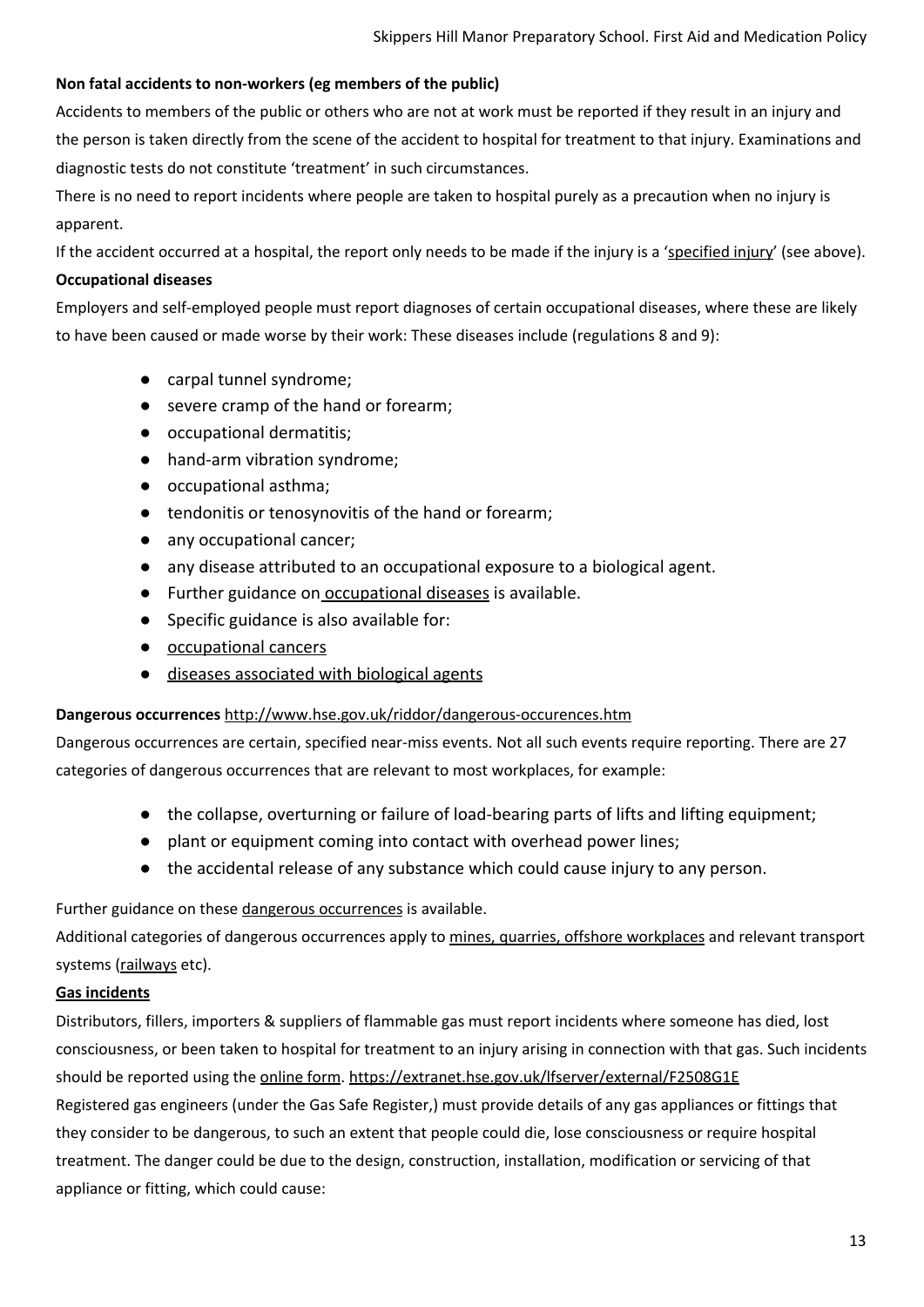**Non fatal accidents to non-workers (eg members of the public)**

Accidents to members of the public or others who are not at work must be reported if they result in an injury and the person is taken directly from the scene of the accident to hospital for treatment to that injury. Examinations and diagnostic tests do not constitute 'treatment' in such circumstances.

There is no need to report incidents where people are taken to hospital purely as a precaution when no injury is apparent.

If the accident occurred at a hospital, the report only needs to be made if the injury is a 'specified injury' (see above).

**Occupational diseases**

Employers and self-employed people must report diagnoses of certain occupational diseases, where these are likely to have been caused or made worse by their work: These diseases include (regulations 8 and 9):

- carpal tunnel syndrome;
- severe cramp of the hand or forearm;
- occupational dermatitis;
- hand-arm vibration syndrome;
- occupational asthma;
- tendonitis or tenosynovitis of the hand or forearm;
- any occupational cancer;
- any disease attributed to an occupational exposure to a biological agent.
- Further guidance on occupational diseases is available.
- Specific guidance is also available for:
- occupational cancers
- diseases associated with biological agents

**Dangerous occurrences** http://www.hse.gov.uk/riddor/dangerous-occurences.htm

Dangerous occurrences are certain, specified near-miss events. Not all such events require reporting. There are 27 categories of dangerous occurrences that are relevant to most workplaces, for example:

- the collapse, overturning or failure of load-bearing parts of lifts and lifting equipment;
- plant or equipment coming into contact with overhead power lines;
- the accidental release of any substance which could cause injury to any person.

Further guidance on these dangerous occurrences is available.

Additional categories of dangerous occurrences apply to mines, quarries, offshore workplaces and relevant transport systems (railways etc).

**Gas incidents**

Distributors, fillers, importers & suppliers of flammable gas must report incidents where someone has died, lost consciousness, or been taken to hospital for treatment to an injury arising in connection with that gas. Such incidents should be reported using the online form. https://extranet.hse.gov.uk/lfserver/external/F2508G1E

Registered gas engineers (under the Gas Safe Register,) must provide details of any gas appliances or fittings that they consider to be dangerous, to such an extent that people could die, lose consciousness or require hospital treatment. The danger could be due to the design, construction, installation, modification or servicing of that appliance or fitting, which could cause: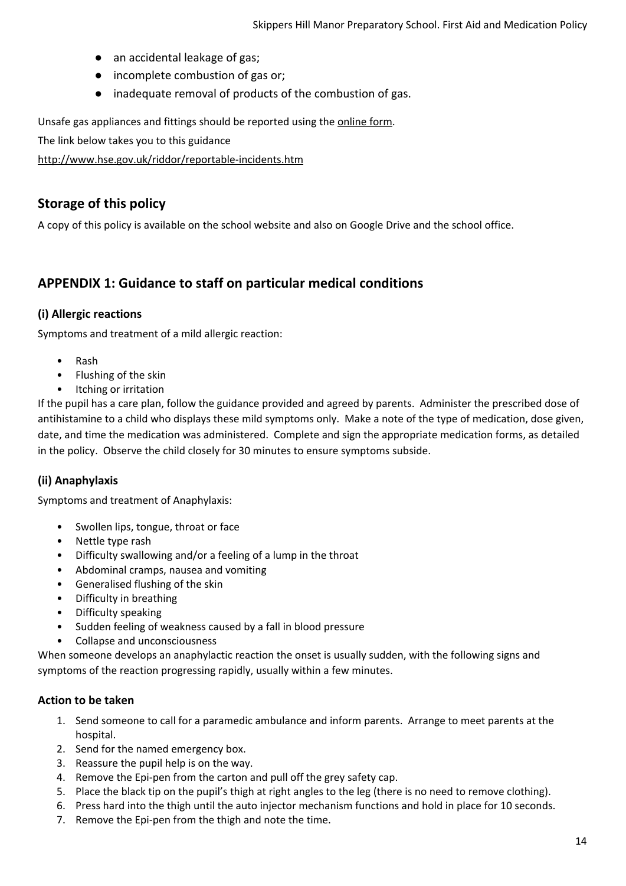- an accidental leakage of gas;
- incomplete combustion of gas or;
- inadequate removal of products of the combustion of gas.

Unsafe gas appliances and fittings should be reported using the online form.

The link below takes you to this guidance

http://www.hse.gov.uk/riddor/reportable-incidents.htm

## Storage of this policy

A copy of this policy is available on the school website and also on Google Drive and the school office.

## APPENDIX 1: Guidance to staff on particular medical conditions

### (i) Allergic reactions

Symptoms and treatment of a mild allergic reaction:

- Rash
- Flushing of the skin
- Itching or irritation

If the pupil has a care plan, follow the guidance provided and agreed by parents. Administer the prescribed dose of antihistamine to a child who displays these mild symptoms only. Make a note of the type of medication, dose given, date, and time the medication was administered. Complete and sign the appropriate medication forms, as detailed in the policy. Observe the child closely for 30 minutes to ensure symptoms subside.

### (ii) Anaphylaxis

Symptoms and treatment of Anaphylaxis:

- Swollen lips, tongue, throat or face
- Nettle type rash
- Difficulty swallowing and/or a feeling of a lump in the throat
- Abdominal cramps, nausea and vomiting
- Generalised flushing of the skin
- Difficulty in breathing
- Difficulty speaking
- Sudden feeling of weakness caused by a fall in blood pressure
- Collapse and unconsciousness

When someone develops an anaphylactic reaction the onset is usually sudden, with the following signs and symptoms of the reaction progressing rapidly, usually within a few minutes.

### Action to be taken

1. Send someone to call for a paramedic ambulance and inform parents. Arrange to meet parents at the hospital.
2. Send for the named emergency box.
3. Reassure the pupil help is on the way.
4. Remove the Epi-pen from the carton and pull off the grey safety cap.
5. Place the black tip on the pupil's thigh at right angles to the leg (there is no need to remove clothing).
6. Press hard into the thigh until the auto injector mechanism functions and hold in place for 10 seconds.
7. Remove the Epi-pen from the thigh and note the time.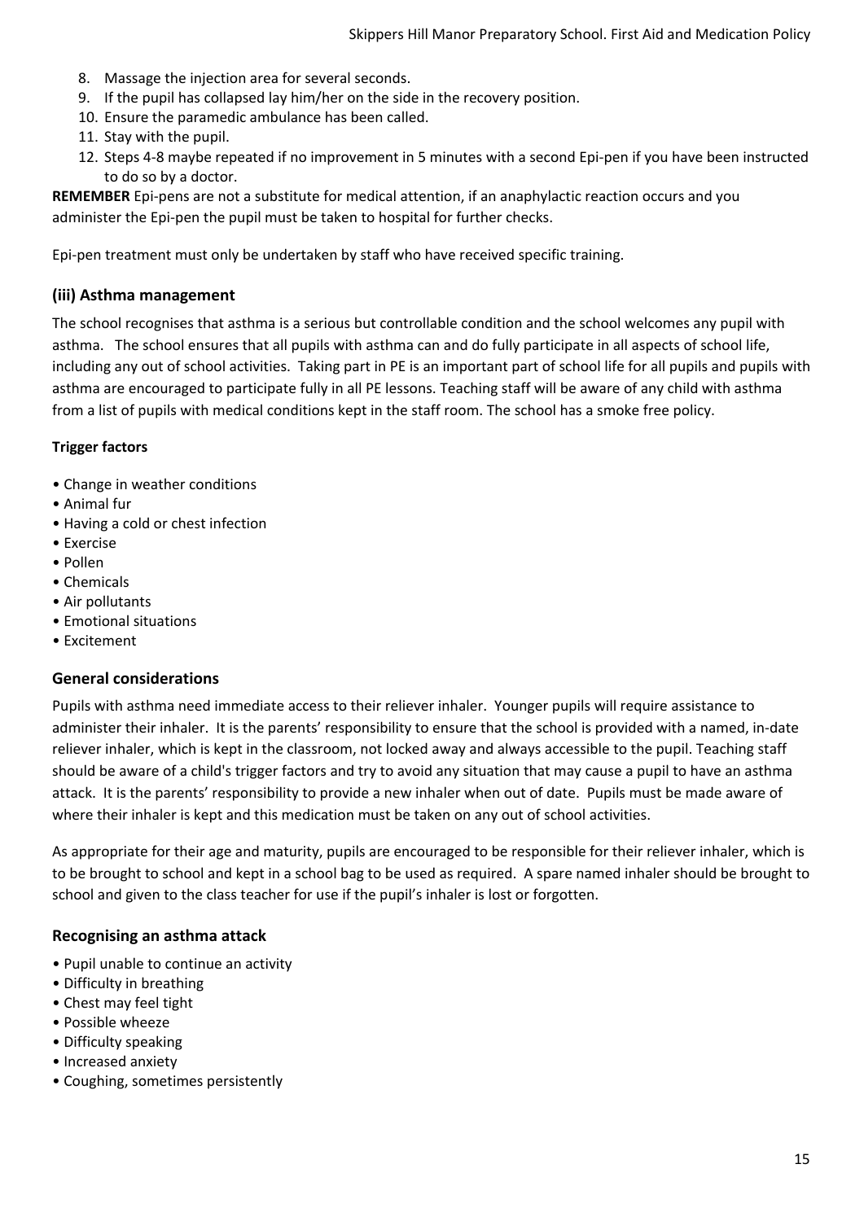8. Massage the injection area for several seconds.
9. If the pupil has collapsed lay him/her on the side in the recovery position.
10. Ensure the paramedic ambulance has been called.
11. Stay with the pupil.
12. Steps 4-8 maybe repeated if no improvement in 5 minutes with a second Epi-pen if you have been instructed to do so by a doctor.

**REMEMBER** Epi-pens are not a substitute for medical attention, if an anaphylactic reaction occurs and you administer the Epi-pen the pupil must be taken to hospital for further checks.

Epi-pen treatment must only be undertaken by staff who have received specific training.

### (iii) Asthma management

The school recognises that asthma is a serious but controllable condition and the school welcomes any pupil with asthma. The school ensures that all pupils with asthma can and do fully participate in all aspects of school life, including any out of school activities. Taking part in PE is an important part of school life for all pupils and pupils with asthma are encouraged to participate fully in all PE lessons. Teaching staff will be aware of any child with asthma from a list of pupils with medical conditions kept in the staff room. The school has a smoke free policy.

#### Trigger factors

- Change in weather conditions
- Animal fur
- Having a cold or chest infection
- Exercise
- Pollen
- Chemicals
- Air pollutants
- Emotional situations
- Excitement

### General considerations

Pupils with asthma need immediate access to their reliever inhaler. Younger pupils will require assistance to administer their inhaler. It is the parents' responsibility to ensure that the school is provided with a named, in-date reliever inhaler, which is kept in the classroom, not locked away and always accessible to the pupil. Teaching staff should be aware of a child's trigger factors and try to avoid any situation that may cause a pupil to have an asthma attack. It is the parents' responsibility to provide a new inhaler when out of date. Pupils must be made aware of where their inhaler is kept and this medication must be taken on any out of school activities.

As appropriate for their age and maturity, pupils are encouraged to be responsible for their reliever inhaler, which is to be brought to school and kept in a school bag to be used as required. A spare named inhaler should be brought to school and given to the class teacher for use if the pupil's inhaler is lost or forgotten.

### Recognising an asthma attack

- Pupil unable to continue an activity
- Difficulty in breathing
- Chest may feel tight
- Possible wheeze
- Difficulty speaking
- Increased anxiety
- Coughing, sometimes persistently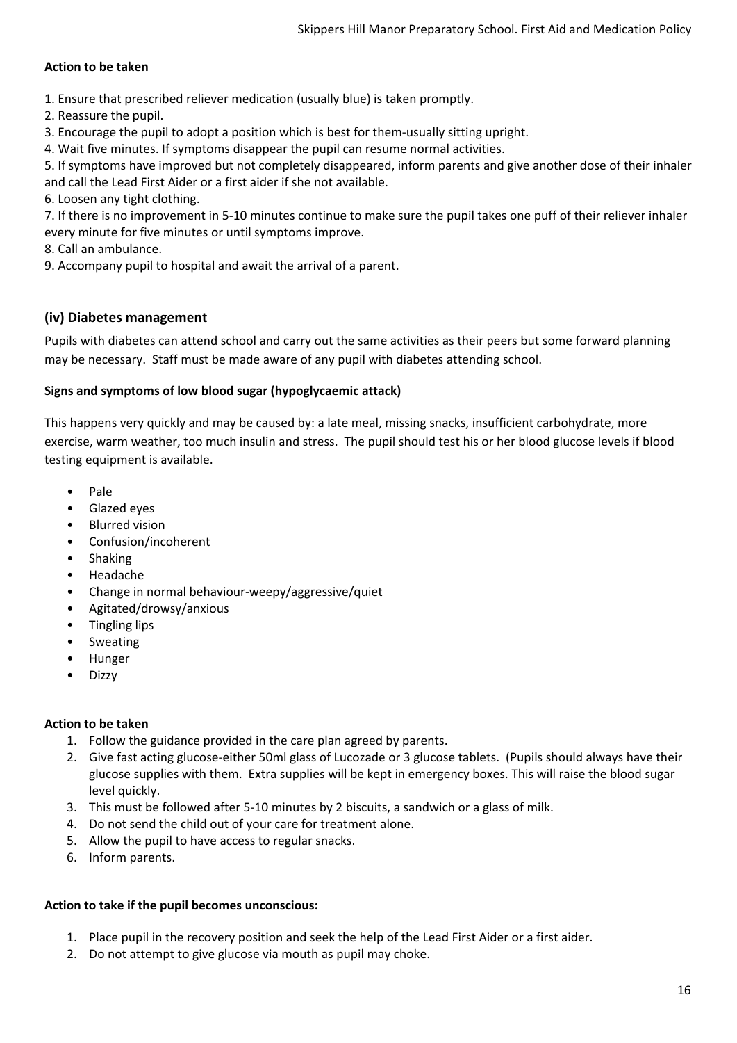**Action to be taken**

1. Ensure that prescribed reliever medication (usually blue) is taken promptly.
2. Reassure the pupil.
3. Encourage the pupil to adopt a position which is best for them-usually sitting upright.
4. Wait five minutes. If symptoms disappear the pupil can resume normal activities.
5. If symptoms have improved but not completely disappeared, inform parents and give another dose of their inhaler and call the Lead First Aider or a first aider if she not available.
6. Loosen any tight clothing.
7. If there is no improvement in 5-10 minutes continue to make sure the pupil takes one puff of their reliever inhaler every minute for five minutes or until symptoms improve.
8. Call an ambulance.
9. Accompany pupil to hospital and await the arrival of a parent.

### (iv) Diabetes management

Pupils with diabetes can attend school and carry out the same activities as their peers but some forward planning may be necessary. Staff must be made aware of any pupil with diabetes attending school.

**Signs and symptoms of low blood sugar (hypoglycaemic attack)**

This happens very quickly and may be caused by: a late meal, missing snacks, insufficient carbohydrate, more exercise, warm weather, too much insulin and stress. The pupil should test his or her blood glucose levels if blood testing equipment is available.

- Pale
- Glazed eyes
- Blurred vision
- Confusion/incoherent
- Shaking
- Headache
- Change in normal behaviour-weepy/aggressive/quiet
- Agitated/drowsy/anxious
- Tingling lips
- Sweating
- Hunger
- Dizzy

**Action to be taken**

1. Follow the guidance provided in the care plan agreed by parents.
2. Give fast acting glucose-either 50ml glass of Lucozade or 3 glucose tablets. (Pupils should always have their glucose supplies with them. Extra supplies will be kept in emergency boxes. This will raise the blood sugar level quickly.
3. This must be followed after 5-10 minutes by 2 biscuits, a sandwich or a glass of milk.
4. Do not send the child out of your care for treatment alone.
5. Allow the pupil to have access to regular snacks.
6. Inform parents.

**Action to take if the pupil becomes unconscious:**

1. Place pupil in the recovery position and seek the help of the Lead First Aider or a first aider.
2. Do not attempt to give glucose via mouth as pupil may choke.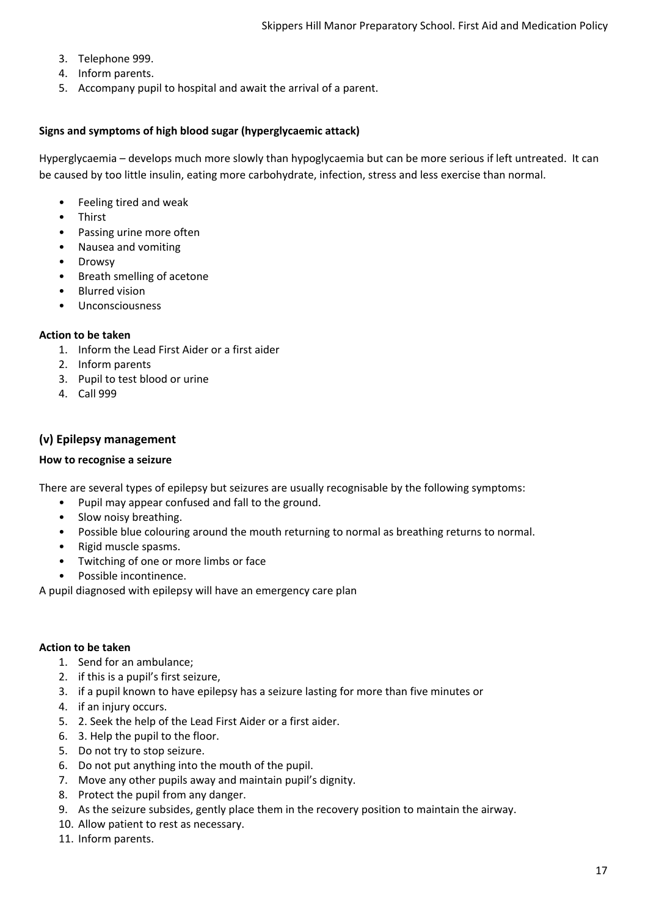3. Telephone 999.
4. Inform parents.
5. Accompany pupil to hospital and await the arrival of a parent.

**Signs and symptoms of high blood sugar (hyperglycaemic attack)**

Hyperglycaemia – develops much more slowly than hypoglycaemia but can be more serious if left untreated. It can be caused by too little insulin, eating more carbohydrate, infection, stress and less exercise than normal.

- Feeling tired and weak
- Thirst
- Passing urine more often
- Nausea and vomiting
- Drowsy
- Breath smelling of acetone
- Blurred vision
- Unconsciousness

**Action to be taken**

1. Inform the Lead First Aider or a first aider
2. Inform parents
3. Pupil to test blood or urine
4. Call 999

## (v) Epilepsy management

**How to recognise a seizure**

There are several types of epilepsy but seizures are usually recognisable by the following symptoms:

- Pupil may appear confused and fall to the ground.
- Slow noisy breathing.
- Possible blue colouring around the mouth returning to normal as breathing returns to normal.
- Rigid muscle spasms.
- Twitching of one or more limbs or face
- Possible incontinence.

A pupil diagnosed with epilepsy will have an emergency care plan

**Action to be taken**

1. Send for an ambulance;
2. if this is a pupil's first seizure,
3. if a pupil known to have epilepsy has a seizure lasting for more than five minutes or
4. if an injury occurs.
5. 2. Seek the help of the Lead First Aider or a first aider.
6. 3. Help the pupil to the floor.
5. Do not try to stop seizure.
6. Do not put anything into the mouth of the pupil.
7. Move any other pupils away and maintain pupil's dignity.
8. Protect the pupil from any danger.
9. As the seizure subsides, gently place them in the recovery position to maintain the airway.
10. Allow patient to rest as necessary.
11. Inform parents.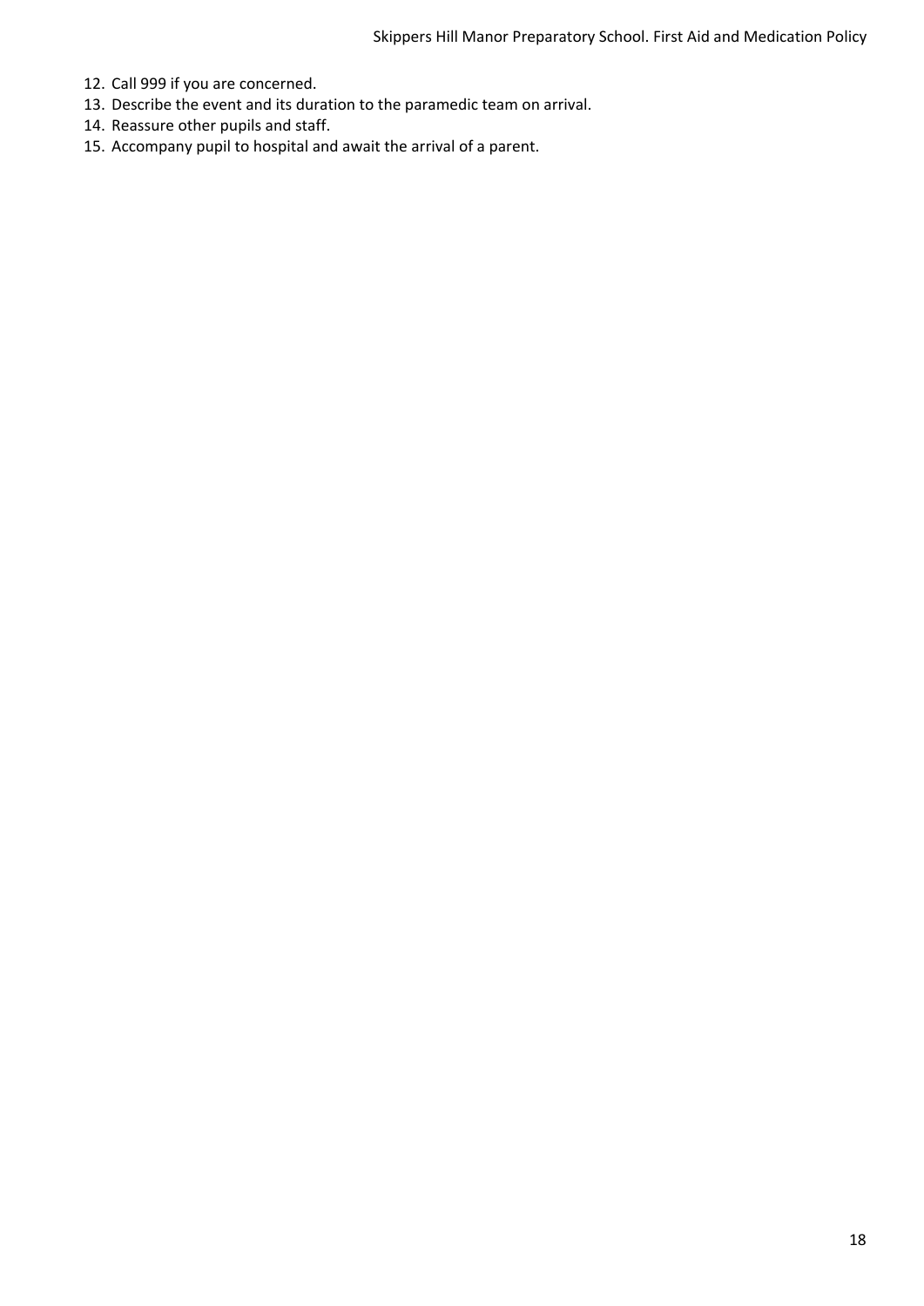12. Call 999 if you are concerned.
13. Describe the event and its duration to the paramedic team on arrival.
14. Reassure other pupils and staff.
15. Accompany pupil to hospital and await the arrival of a parent.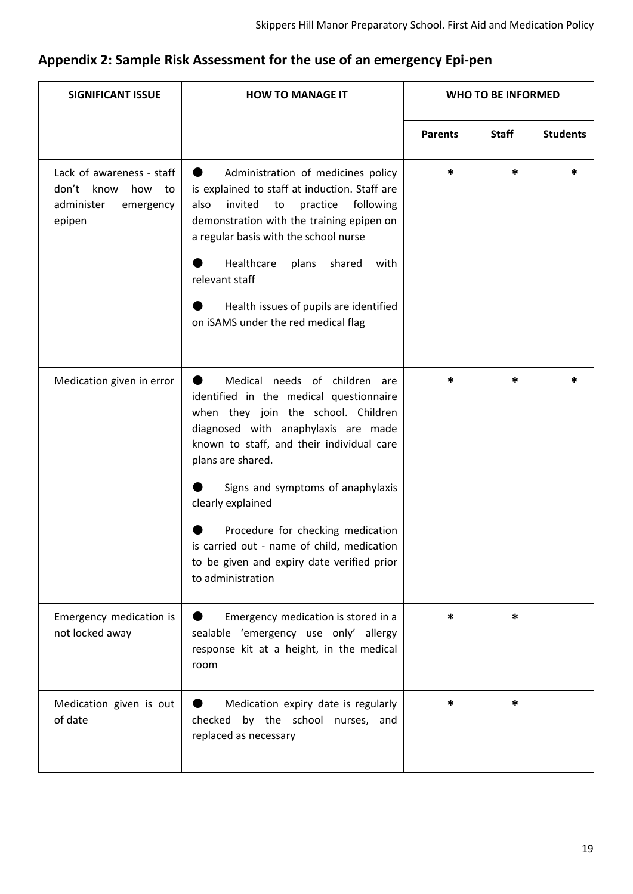## Appendix 2: Sample Risk Assessment for the use of an emergency Epi-pen

| SIGNIFICANT ISSUE | HOW TO MANAGE IT | WHO TO BE INFORMED | | |
|---|---|---|---|---|
| | | Parents | Staff | Students |
| Lack of awareness - staff don't know how to administer emergency epipen | ● Administration of medicines policy is explained to staff at induction. Staff are also invited to practice following demonstration with the training epipen on a regular basis with the school nurse<br>● Healthcare plans shared with relevant staff<br>● Health issues of pupils are identified on iSAMS under the red medical flag | * | * | * |
| Medication given in error | ● Medical needs of children are identified in the medical questionnaire when they join the school. Children diagnosed with anaphylaxis are made known to staff, and their individual care plans are shared.<br>● Signs and symptoms of anaphylaxis clearly explained<br>● Procedure for checking medication is carried out - name of child, medication to be given and expiry date verified prior to administration | * | * | * |
| Emergency medication is not locked away | ● Emergency medication is stored in a sealable 'emergency use only' allergy response kit at a height, in the medical room | * | * | |
| Medication given is out of date | ● Medication expiry date is regularly checked by the school nurses, and replaced as necessary | * | * | |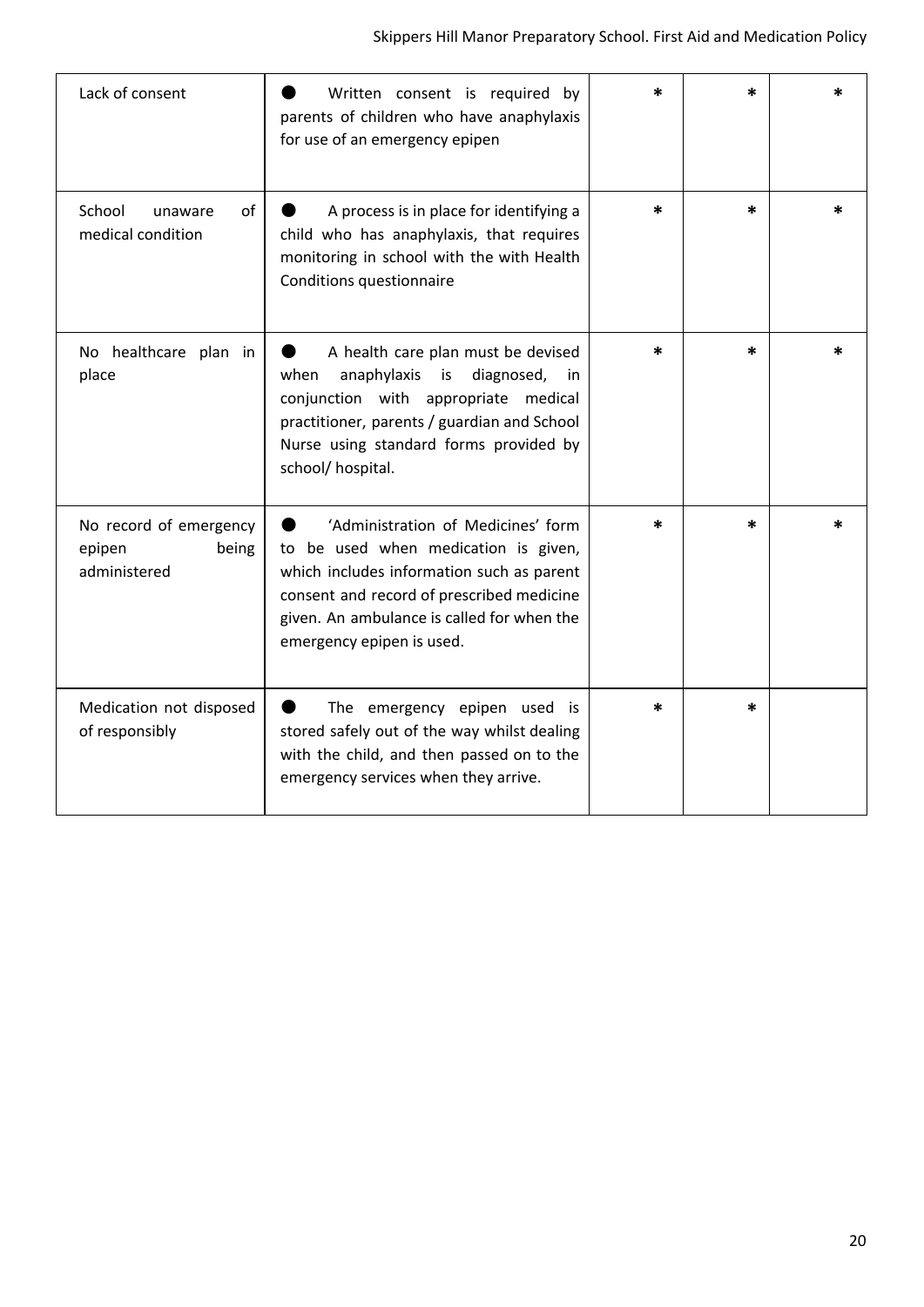| Lack of consent | ● Written consent is required by parents of children who have anaphylaxis for use of an emergency epipen | * | * | * |
|---|---|---|---|---|
| School unaware of medical condition | ● A process is in place for identifying a child who has anaphylaxis, that requires monitoring in school with the with Health Conditions questionnaire | * | * | * |
| No healthcare plan in place | ● A health care plan must be devised when anaphylaxis is diagnosed, in conjunction with appropriate medical practitioner, parents / guardian and School Nurse using standard forms provided by school/ hospital. | * | * | * |
| No record of emergency epipen being administered | ● 'Administration of Medicines' form to be used when medication is given, which includes information such as parent consent and record of prescribed medicine given. An ambulance is called for when the emergency epipen is used. | * | * | * |
| Medication not disposed of responsibly | ● The emergency epipen used is stored safely out of the way whilst dealing with the child, and then passed on to the emergency services when they arrive. | * | * | |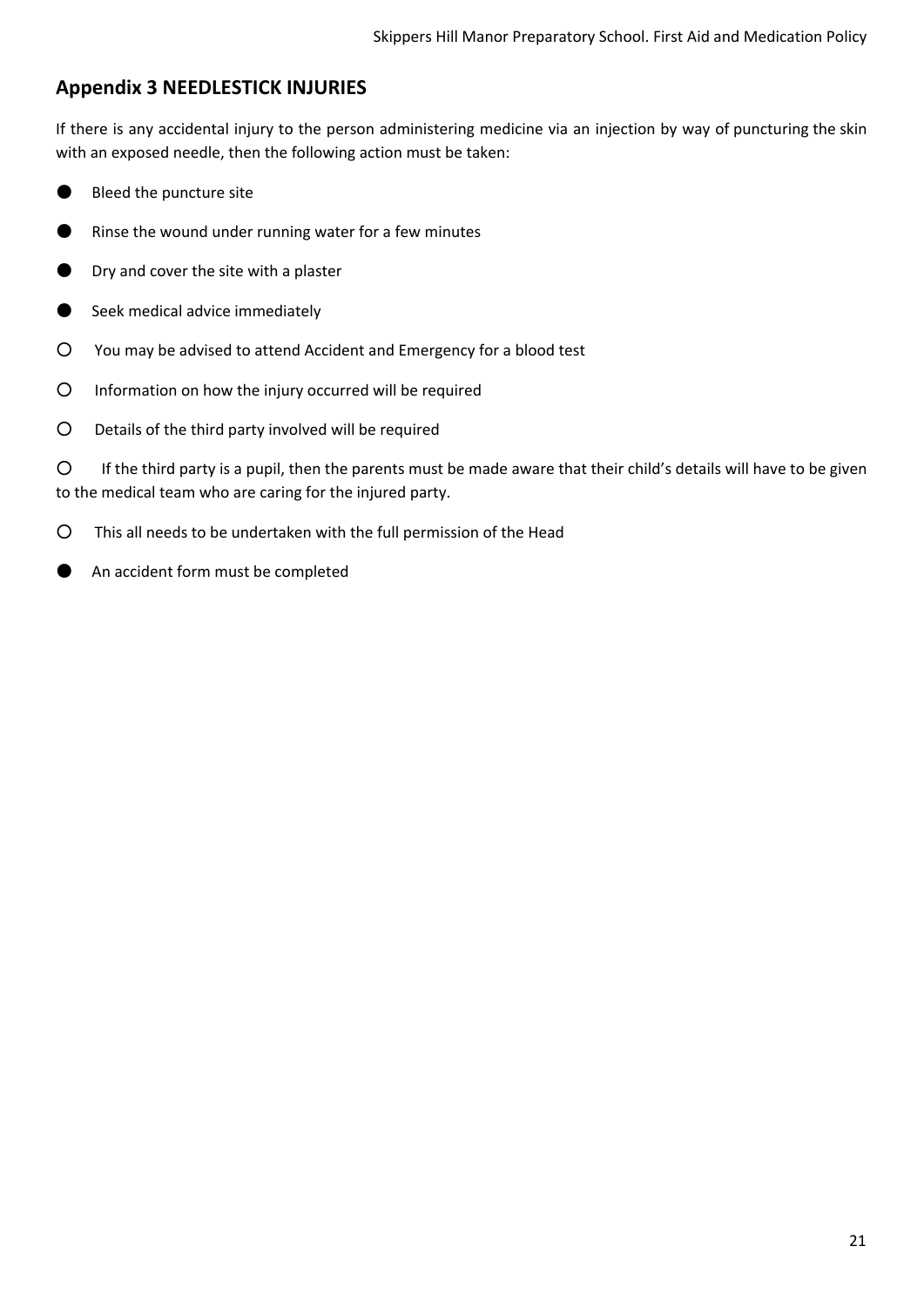## Appendix 3 NEEDLESTICK INJURIES

If there is any accidental injury to the person administering medicine via an injection by way of puncturing the skin with an exposed needle, then the following action must be taken:

- Bleed the puncture site
- Rinse the wound under running water for a few minutes
- Dry and cover the site with a plaster
- Seek medical advice immediately
  - You may be advised to attend Accident and Emergency for a blood test
  - Information on how the injury occurred will be required
  - Details of the third party involved will be required
  - If the third party is a pupil, then the parents must be made aware that their child's details will have to be given to the medical team who are caring for the injured party.
  - This all needs to be undertaken with the full permission of the Head
- An accident form must be completed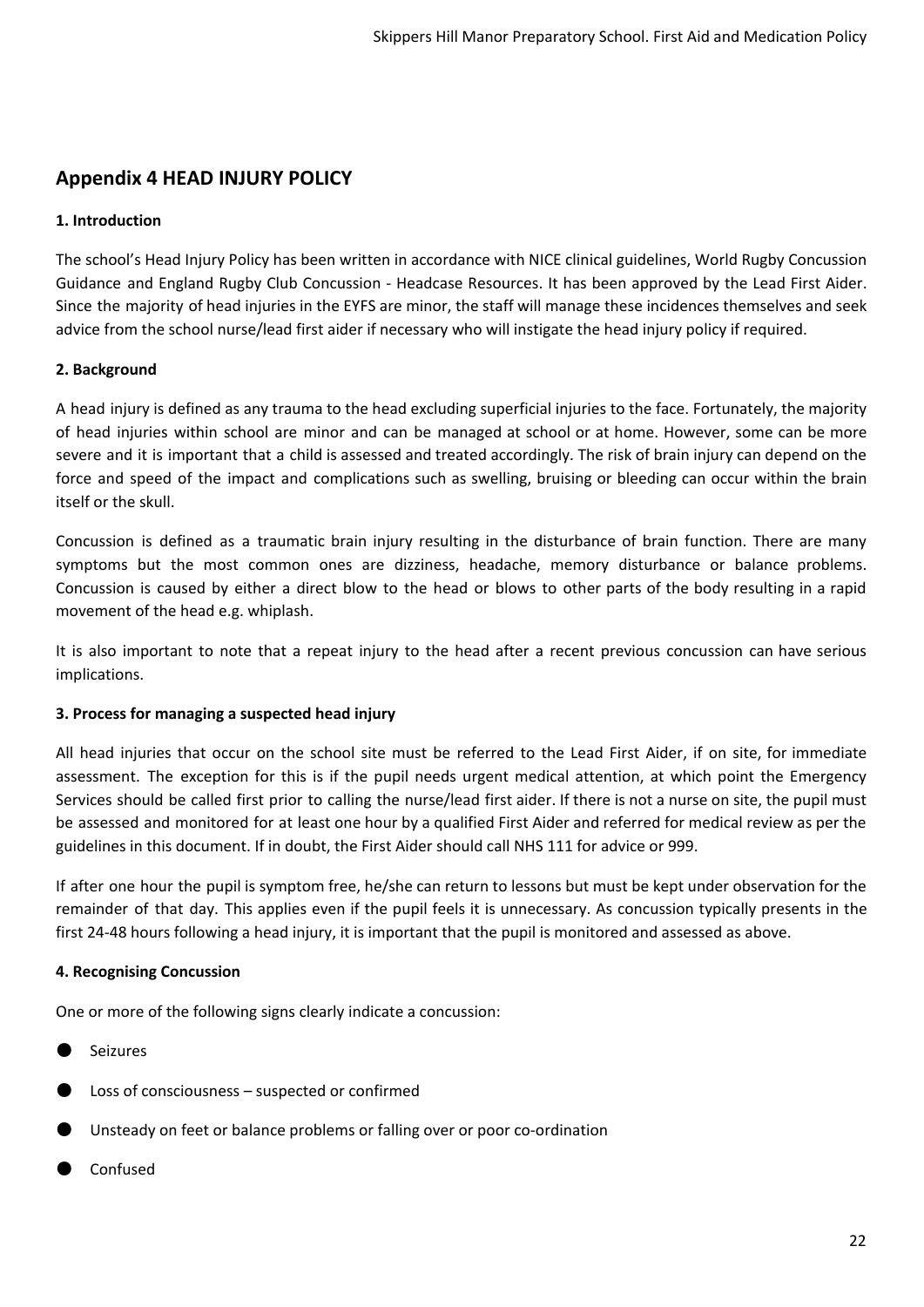## Appendix 4 HEAD INJURY POLICY

**1. Introduction**

The school's Head Injury Policy has been written in accordance with NICE clinical guidelines, World Rugby Concussion Guidance and England Rugby Club Concussion - Headcase Resources. It has been approved by the Lead First Aider. Since the majority of head injuries in the EYFS are minor, the staff will manage these incidences themselves and seek advice from the school nurse/lead first aider if necessary who will instigate the head injury policy if required.

**2. Background**

A head injury is defined as any trauma to the head excluding superficial injuries to the face. Fortunately, the majority of head injuries within school are minor and can be managed at school or at home. However, some can be more severe and it is important that a child is assessed and treated accordingly. The risk of brain injury can depend on the force and speed of the impact and complications such as swelling, bruising or bleeding can occur within the brain itself or the skull.

Concussion is defined as a traumatic brain injury resulting in the disturbance of brain function. There are many symptoms but the most common ones are dizziness, headache, memory disturbance or balance problems. Concussion is caused by either a direct blow to the head or blows to other parts of the body resulting in a rapid movement of the head e.g. whiplash.

It is also important to note that a repeat injury to the head after a recent previous concussion can have serious implications.

**3. Process for managing a suspected head injury**

All head injuries that occur on the school site must be referred to the Lead First Aider, if on site, for immediate assessment. The exception for this is if the pupil needs urgent medical attention, at which point the Emergency Services should be called first prior to calling the nurse/lead first aider. If there is not a nurse on site, the pupil must be assessed and monitored for at least one hour by a qualified First Aider and referred for medical review as per the guidelines in this document. If in doubt, the First Aider should call NHS 111 for advice or 999.

If after one hour the pupil is symptom free, he/she can return to lessons but must be kept under observation for the remainder of that day. This applies even if the pupil feels it is unnecessary. As concussion typically presents in the first 24-48 hours following a head injury, it is important that the pupil is monitored and assessed as above.

**4. Recognising Concussion**

One or more of the following signs clearly indicate a concussion:

- Seizures
- Loss of consciousness – suspected or confirmed
- Unsteady on feet or balance problems or falling over or poor co-ordination
- Confused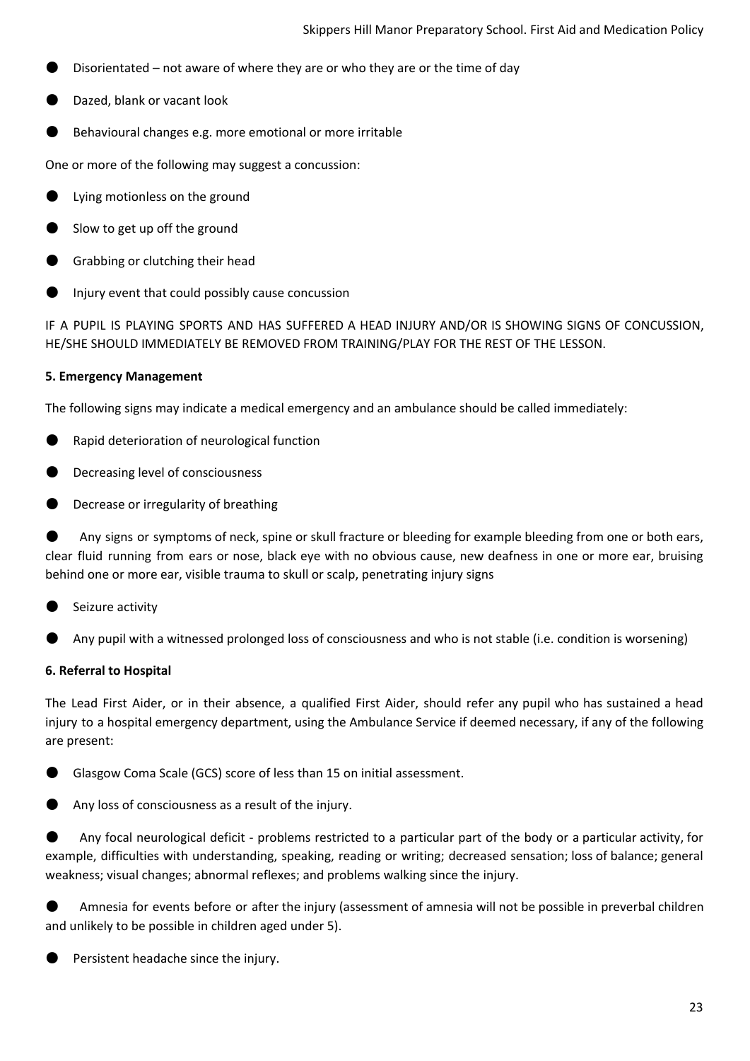- Disorientated – not aware of where they are or who they are or the time of day
- Dazed, blank or vacant look
- Behavioural changes e.g. more emotional or more irritable

One or more of the following may suggest a concussion:

- Lying motionless on the ground
- Slow to get up off the ground
- Grabbing or clutching their head
- Injury event that could possibly cause concussion

IF A PUPIL IS PLAYING SPORTS AND HAS SUFFERED A HEAD INJURY AND/OR IS SHOWING SIGNS OF CONCUSSION, HE/SHE SHOULD IMMEDIATELY BE REMOVED FROM TRAINING/PLAY FOR THE REST OF THE LESSON.

**5. Emergency Management**

The following signs may indicate a medical emergency and an ambulance should be called immediately:

- Rapid deterioration of neurological function
- Decreasing level of consciousness
- Decrease or irregularity of breathing
- Any signs or symptoms of neck, spine or skull fracture or bleeding for example bleeding from one or both ears, clear fluid running from ears or nose, black eye with no obvious cause, new deafness in one or more ear, bruising behind one or more ear, visible trauma to skull or scalp, penetrating injury signs
- Seizure activity
- Any pupil with a witnessed prolonged loss of consciousness and who is not stable (i.e. condition is worsening)

**6. Referral to Hospital**

The Lead First Aider, or in their absence, a qualified First Aider, should refer any pupil who has sustained a head injury to a hospital emergency department, using the Ambulance Service if deemed necessary, if any of the following are present:

- Glasgow Coma Scale (GCS) score of less than 15 on initial assessment.
- Any loss of consciousness as a result of the injury.
- Any focal neurological deficit - problems restricted to a particular part of the body or a particular activity, for example, difficulties with understanding, speaking, reading or writing; decreased sensation; loss of balance; general weakness; visual changes; abnormal reflexes; and problems walking since the injury.
- Amnesia for events before or after the injury (assessment of amnesia will not be possible in preverbal children and unlikely to be possible in children aged under 5).
- Persistent headache since the injury.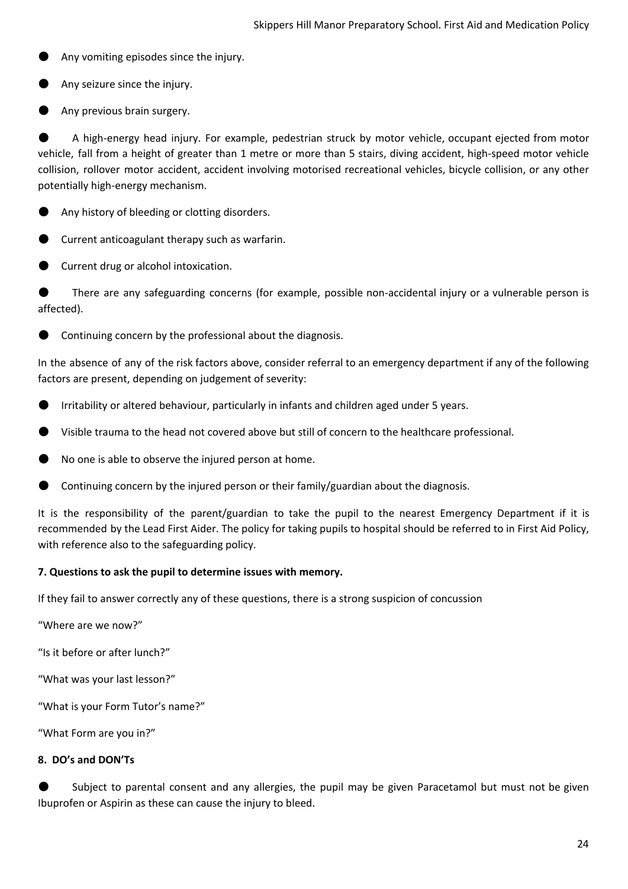- Any vomiting episodes since the injury.
- Any seizure since the injury.
- Any previous brain surgery.
- A high-energy head injury. For example, pedestrian struck by motor vehicle, occupant ejected from motor vehicle, fall from a height of greater than 1 metre or more than 5 stairs, diving accident, high-speed motor vehicle collision, rollover motor accident, accident involving motorised recreational vehicles, bicycle collision, or any other potentially high-energy mechanism.
- Any history of bleeding or clotting disorders.
- Current anticoagulant therapy such as warfarin.
- Current drug or alcohol intoxication.
- There are any safeguarding concerns (for example, possible non-accidental injury or a vulnerable person is affected).
- Continuing concern by the professional about the diagnosis.

In the absence of any of the risk factors above, consider referral to an emergency department if any of the following factors are present, depending on judgement of severity:

- Irritability or altered behaviour, particularly in infants and children aged under 5 years.
- Visible trauma to the head not covered above but still of concern to the healthcare professional.
- No one is able to observe the injured person at home.
- Continuing concern by the injured person or their family/guardian about the diagnosis.

It is the responsibility of the parent/guardian to take the pupil to the nearest Emergency Department if it is recommended by the Lead First Aider. The policy for taking pupils to hospital should be referred to in First Aid Policy, with reference also to the safeguarding policy.

**7. Questions to ask the pupil to determine issues with memory.**

If they fail to answer correctly any of these questions, there is a strong suspicion of concussion

“Where are we now?”

“Is it before or after lunch?”

“What was your last lesson?”

“What is your Form Tutor’s name?”

“What Form are you in?”

**8. DO’s and DON’Ts**

- Subject to parental consent and any allergies, the pupil may be given Paracetamol but must not be given Ibuprofen or Aspirin as these can cause the injury to bleed.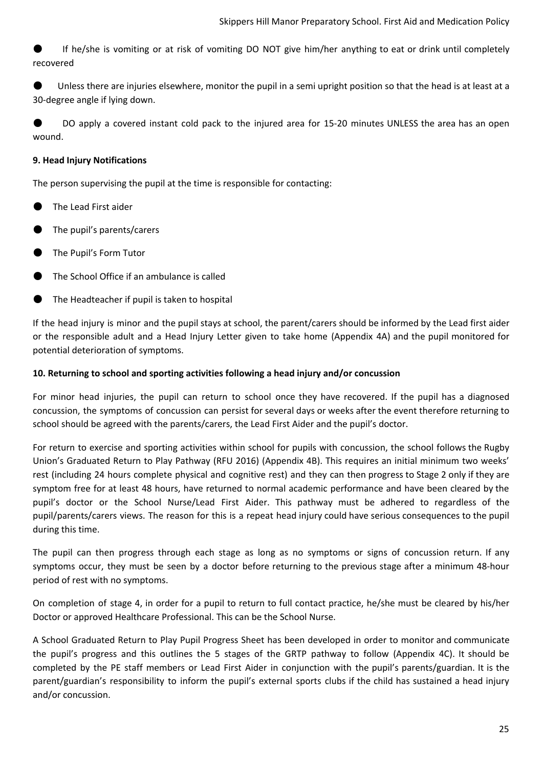- If he/she is vomiting or at risk of vomiting DO NOT give him/her anything to eat or drink until completely recovered

- Unless there are injuries elsewhere, monitor the pupil in a semi upright position so that the head is at least at a 30-degree angle if lying down.

- DO apply a covered instant cold pack to the injured area for 15-20 minutes UNLESS the area has an open wound.

**9. Head Injury Notifications**

The person supervising the pupil at the time is responsible for contacting:

- The Lead First aider
- The pupil's parents/carers
- The Pupil's Form Tutor
- The School Office if an ambulance is called
- The Headteacher if pupil is taken to hospital

If the head injury is minor and the pupil stays at school, the parent/carers should be informed by the Lead first aider or the responsible adult and a Head Injury Letter given to take home (Appendix 4A) and the pupil monitored for potential deterioration of symptoms.

**10. Returning to school and sporting activities following a head injury and/or concussion**

For minor head injuries, the pupil can return to school once they have recovered. If the pupil has a diagnosed concussion, the symptoms of concussion can persist for several days or weeks after the event therefore returning to school should be agreed with the parents/carers, the Lead First Aider and the pupil's doctor.

For return to exercise and sporting activities within school for pupils with concussion, the school follows the Rugby Union's Graduated Return to Play Pathway (RFU 2016) (Appendix 4B). This requires an initial minimum two weeks' rest (including 24 hours complete physical and cognitive rest) and they can then progress to Stage 2 only if they are symptom free for at least 48 hours, have returned to normal academic performance and have been cleared by the pupil's doctor or the School Nurse/Lead First Aider. This pathway must be adhered to regardless of the pupil/parents/carers views. The reason for this is a repeat head injury could have serious consequences to the pupil during this time.

The pupil can then progress through each stage as long as no symptoms or signs of concussion return. If any symptoms occur, they must be seen by a doctor before returning to the previous stage after a minimum 48-hour period of rest with no symptoms.

On completion of stage 4, in order for a pupil to return to full contact practice, he/she must be cleared by his/her Doctor or approved Healthcare Professional. This can be the School Nurse.

A School Graduated Return to Play Pupil Progress Sheet has been developed in order to monitor and communicate the pupil's progress and this outlines the 5 stages of the GRTP pathway to follow (Appendix 4C). It should be completed by the PE staff members or Lead First Aider in conjunction with the pupil's parents/guardian. It is the parent/guardian's responsibility to inform the pupil's external sports clubs if the child has sustained a head injury and/or concussion.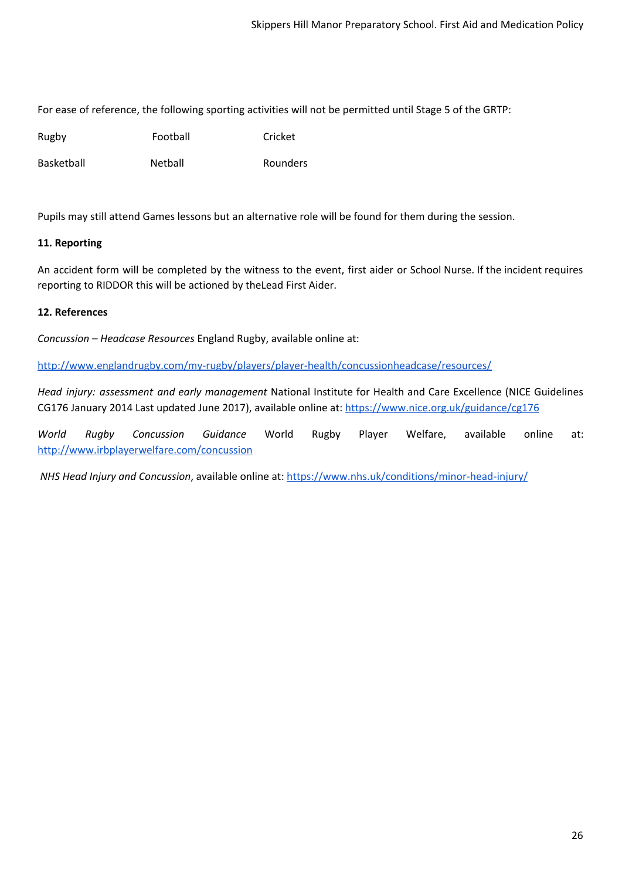For ease of reference, the following sporting activities will not be permitted until Stage 5 of the GRTP:

| | | |
|---|---|---|
| Rugby | Football | Cricket |
| Basketball | Netball | Rounders |

Pupils may still attend Games lessons but an alternative role will be found for them during the session.

**11. Reporting**

An accident form will be completed by the witness to the event, first aider or School Nurse. If the incident requires reporting to RIDDOR this will be actioned by theLead First Aider.

**12. References**

*Concussion – Headcase Resources* England Rugby, available online at:

http://www.englandrugby.com/my-rugby/players/player-health/concussionheadcase/resources/

*Head injury: assessment and early management* National Institute for Health and Care Excellence (NICE Guidelines CG176 January 2014 Last updated June 2017), available online at: https://www.nice.org.uk/guidance/cg176

*World Rugby Concussion Guidance* World Rugby Player Welfare, available online at: http://www.irbplayerwelfare.com/concussion

*NHS Head Injury and Concussion*, available online at: https://www.nhs.uk/conditions/minor-head-injury/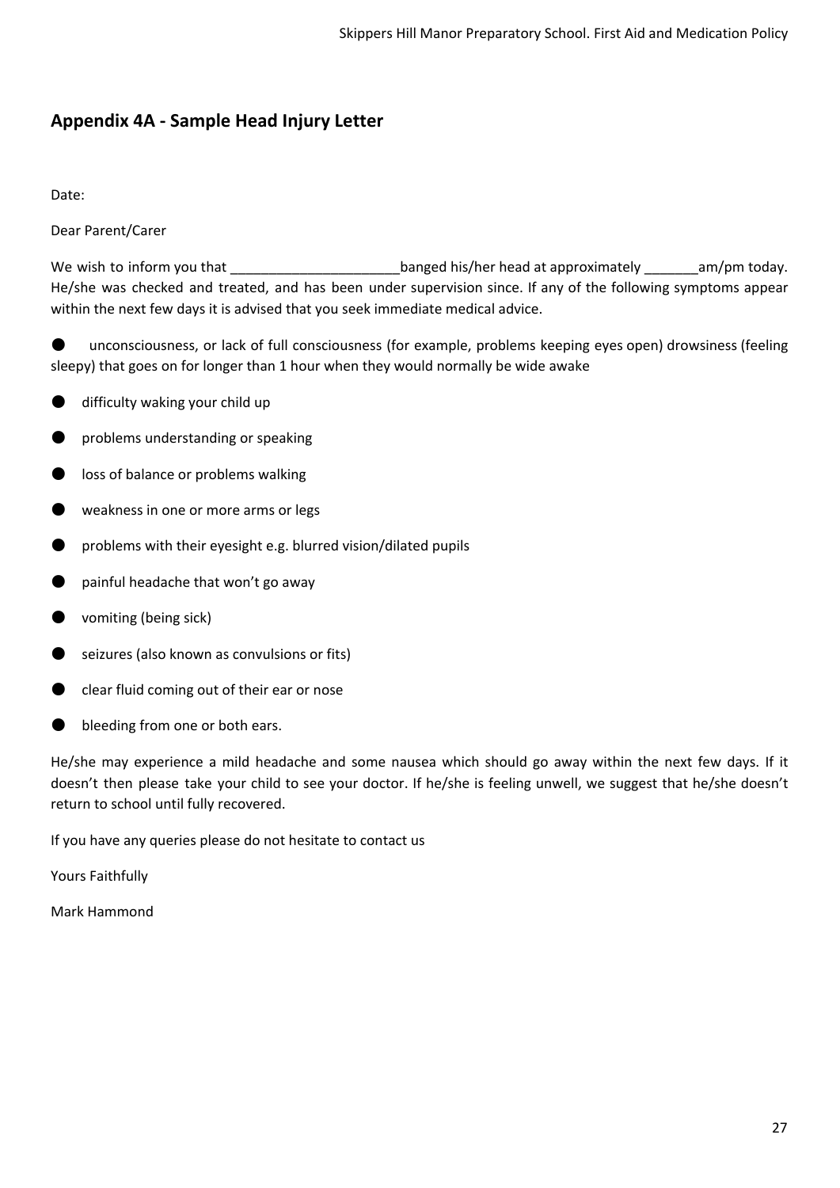## Appendix 4A - Sample Head Injury Letter

Date:

Dear Parent/Carer

We wish to inform you that _____________________banged his/her head at approximately _______am/pm today. He/she was checked and treated, and has been under supervision since. If any of the following symptoms appear within the next few days it is advised that you seek immediate medical advice.

- unconsciousness, or lack of full consciousness (for example, problems keeping eyes open) drowsiness (feeling sleepy) that goes on for longer than 1 hour when they would normally be wide awake
- difficulty waking your child up
- problems understanding or speaking
- loss of balance or problems walking
- weakness in one or more arms or legs
- problems with their eyesight e.g. blurred vision/dilated pupils
- painful headache that won't go away
- vomiting (being sick)
- seizures (also known as convulsions or fits)
- clear fluid coming out of their ear or nose
- bleeding from one or both ears.

He/she may experience a mild headache and some nausea which should go away within the next few days. If it doesn't then please take your child to see your doctor. If he/she is feeling unwell, we suggest that he/she doesn't return to school until fully recovered.

If you have any queries please do not hesitate to contact us

Yours Faithfully

Mark Hammond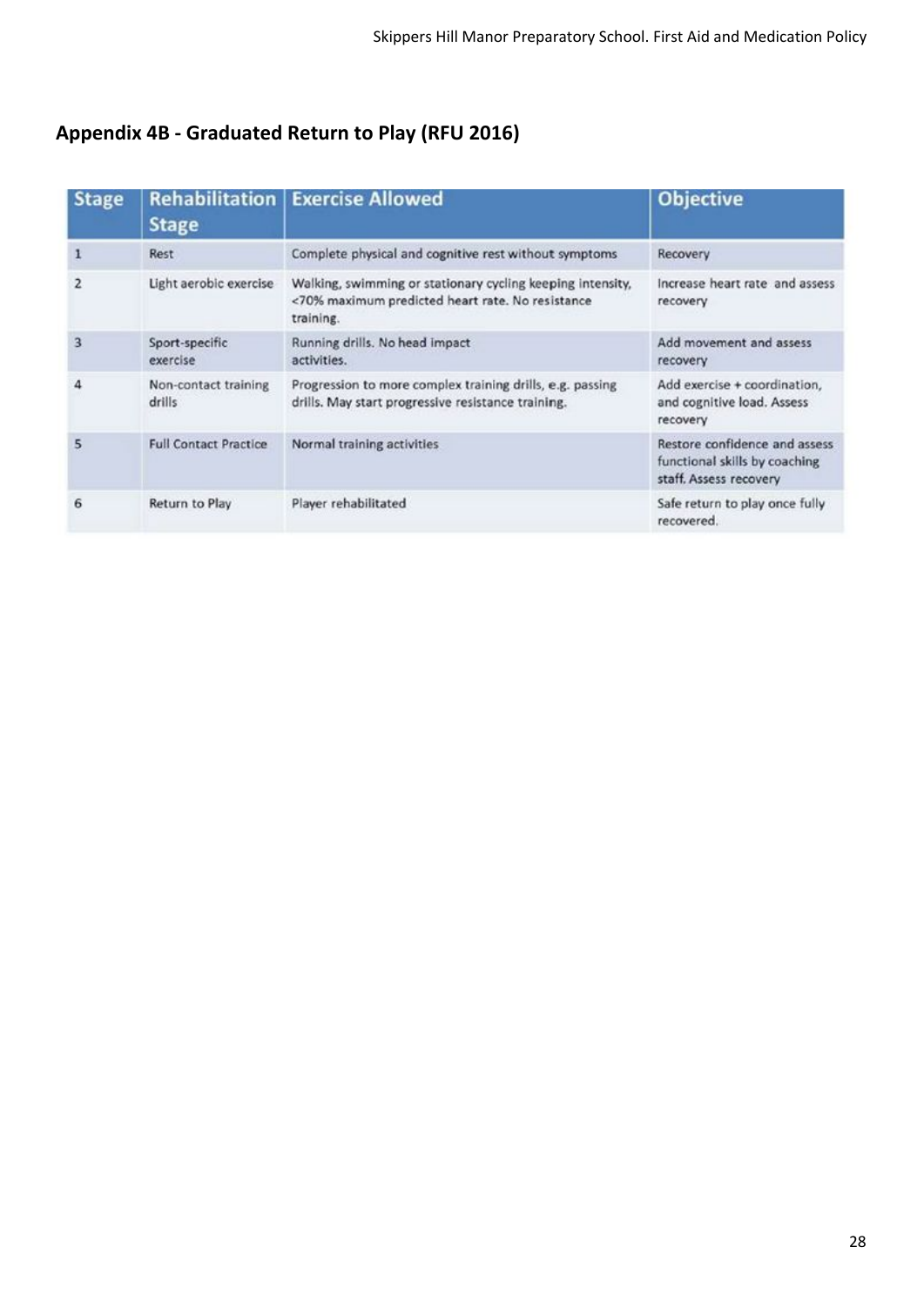## Appendix 4B - Graduated Return to Play (RFU 2016)

| Stage | Rehabilitation Stage | Exercise Allowed | Objective |
|---|---|---|---|
| 1 | Rest | Complete physical and cognitive rest without symptoms | Recovery |
| 2 | Light aerobic exercise | Walking, swimming or stationary cycling keeping intensity, <70% maximum predicted heart rate. No resistance training. | Increase heart rate and assess recovery |
| 3 | Sport-specific exercise | Running drills. No head impact activities. | Add movement and assess recovery |
| 4 | Non-contact training drills | Progression to more complex training drills, e.g. passing drills. May start progressive resistance training. | Add exercise + coordination, and cognitive load. Assess recovery |
| 5 | Full Contact Practice | Normal training activities | Restore confidence and assess functional skills by coaching staff. Assess recovery |
| 6 | Return to Play | Player rehabilitated | Safe return to play once fully recovered. |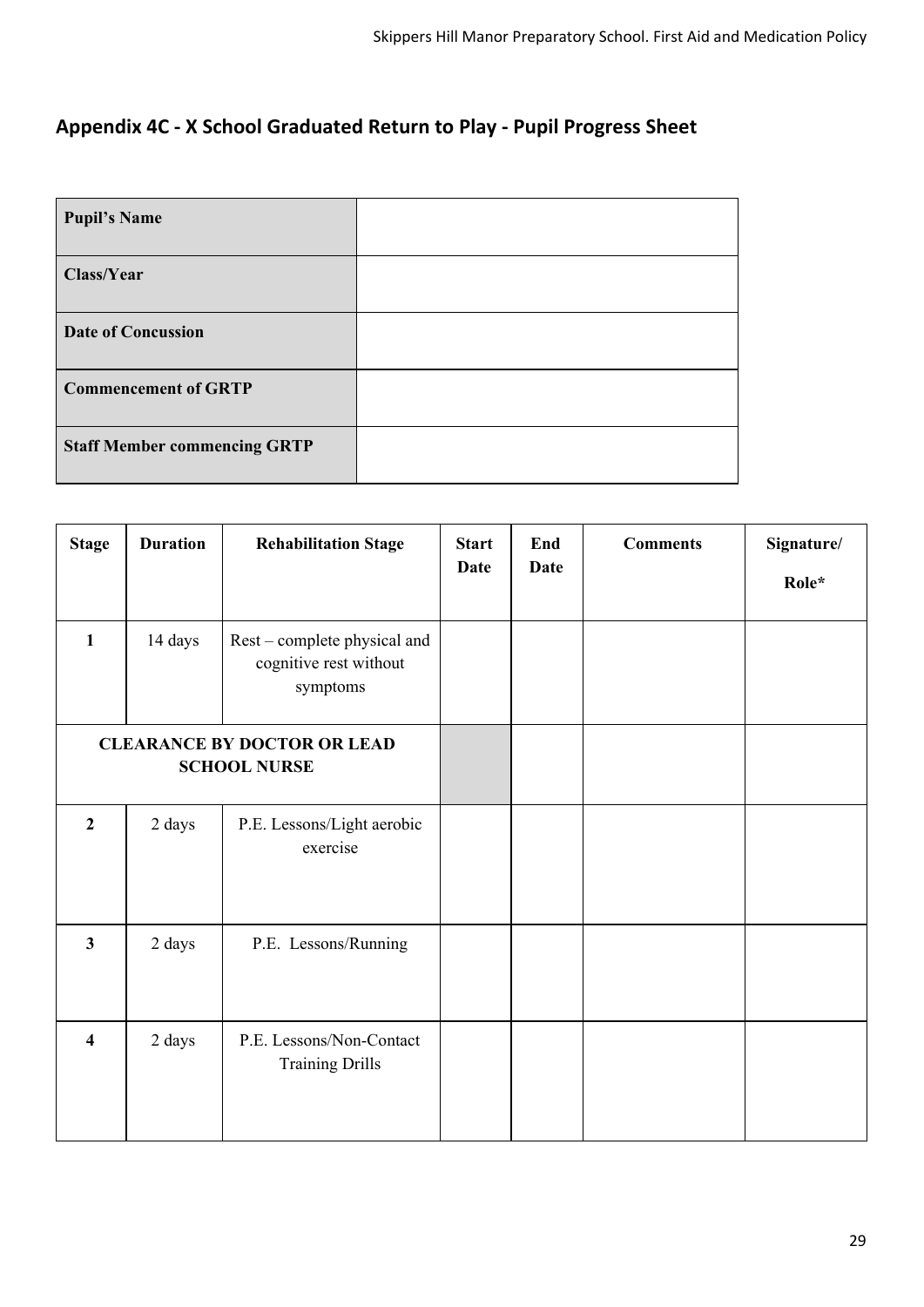## Appendix 4C - X School Graduated Return to Play - Pupil Progress Sheet

| | |
|---|---|
| **Pupil's Name** | |
| **Class/Year** | |
| **Date of Concussion** | |
| **Commencement of GRTP** | |
| **Staff Member commencing GRTP** | |

| Stage | Duration | Rehabilitation Stage | Start Date | End Date | Comments | Signature/ Role* |
|---|---|---|---|---|---|---|
| **1** | 14 days | Rest – complete physical and cognitive rest without symptoms | | | | |
| **CLEARANCE BY DOCTOR OR LEAD SCHOOL NURSE** | | | | | | |
| **2** | 2 days | P.E. Lessons/Light aerobic exercise | | | | |
| **3** | 2 days | P.E. Lessons/Running | | | | |
| **4** | 2 days | P.E. Lessons/Non-Contact Training Drills | | | | |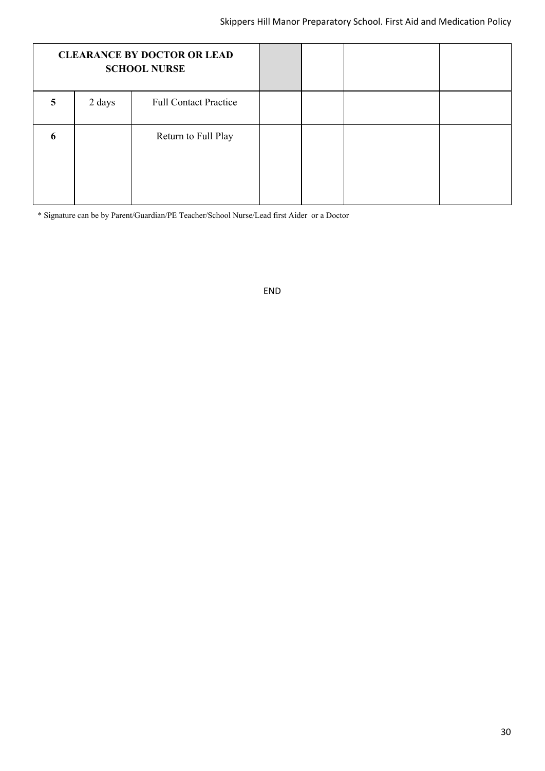| | | | | | | |
|---|---|---|---|---|---|---|
| **CLEARANCE BY DOCTOR OR LEAD SCHOOL NURSE** | | | | | | |
| **5** | 2 days | Full Contact Practice | | | | |
| **6** | | Return to Full Play | | | | |

\* Signature can be by Parent/Guardian/PE Teacher/School Nurse/Lead first Aider or a Doctor

END